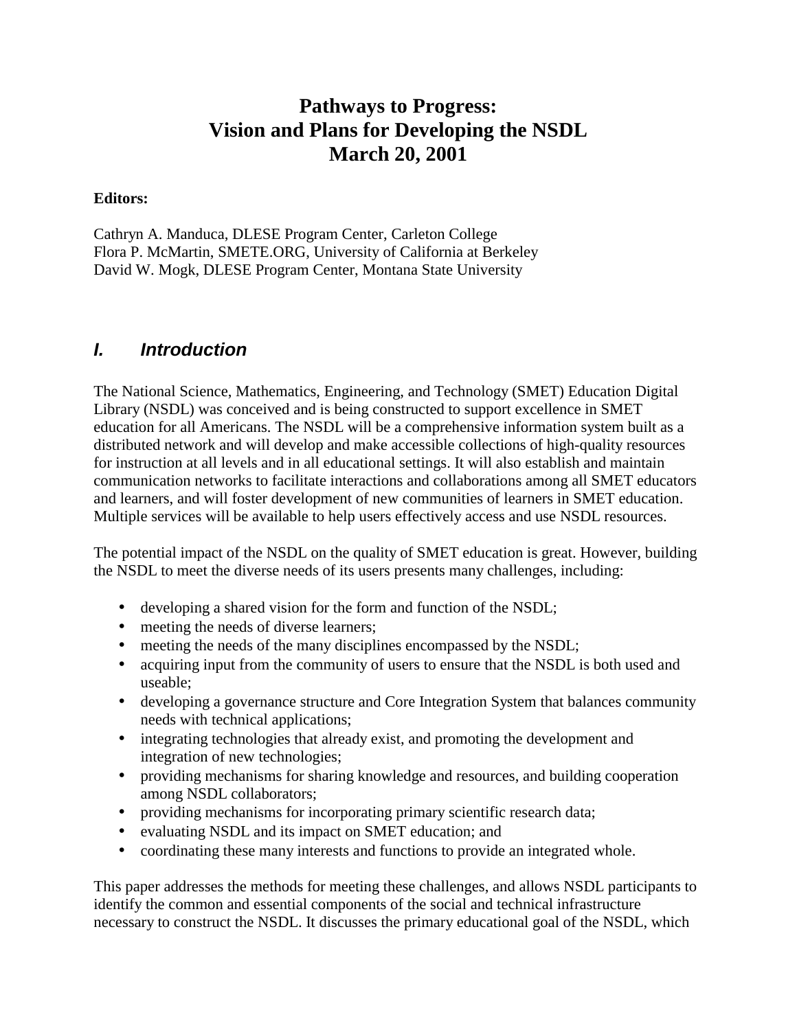# Pathways to Progress: Vision and Plans for Developing the NSDL March 20, 2001

**Editors:**

Cathryn A. Manduca, DLESE Program Center, Carleton College
Flora P. McMartin, SMETE.ORG, University of California at Berkeley
David W. Mogk, DLESE Program Center, Montana State University

## *I. Introduction*

The National Science, Mathematics, Engineering, and Technology (SMET) Education Digital Library (NSDL) was conceived and is being constructed to support excellence in SMET education for all Americans. The NSDL will be a comprehensive information system built as a distributed network and will develop and make accessible collections of high-quality resources for instruction at all levels and in all educational settings. It will also establish and maintain communication networks to facilitate interactions and collaborations among all SMET educators and learners, and will foster development of new communities of learners in SMET education. Multiple services will be available to help users effectively access and use NSDL resources.

The potential impact of the NSDL on the quality of SMET education is great. However, building the NSDL to meet the diverse needs of its users presents many challenges, including:

- developing a shared vision for the form and function of the NSDL;
- meeting the needs of diverse learners;
- meeting the needs of the many disciplines encompassed by the NSDL;
- acquiring input from the community of users to ensure that the NSDL is both used and useable;
- developing a governance structure and Core Integration System that balances community needs with technical applications;
- integrating technologies that already exist, and promoting the development and integration of new technologies;
- providing mechanisms for sharing knowledge and resources, and building cooperation among NSDL collaborators;
- providing mechanisms for incorporating primary scientific research data;
- evaluating NSDL and its impact on SMET education; and
- coordinating these many interests and functions to provide an integrated whole.

This paper addresses the methods for meeting these challenges, and allows NSDL participants to identify the common and essential components of the social and technical infrastructure necessary to construct the NSDL. It discusses the primary educational goal of the NSDL, which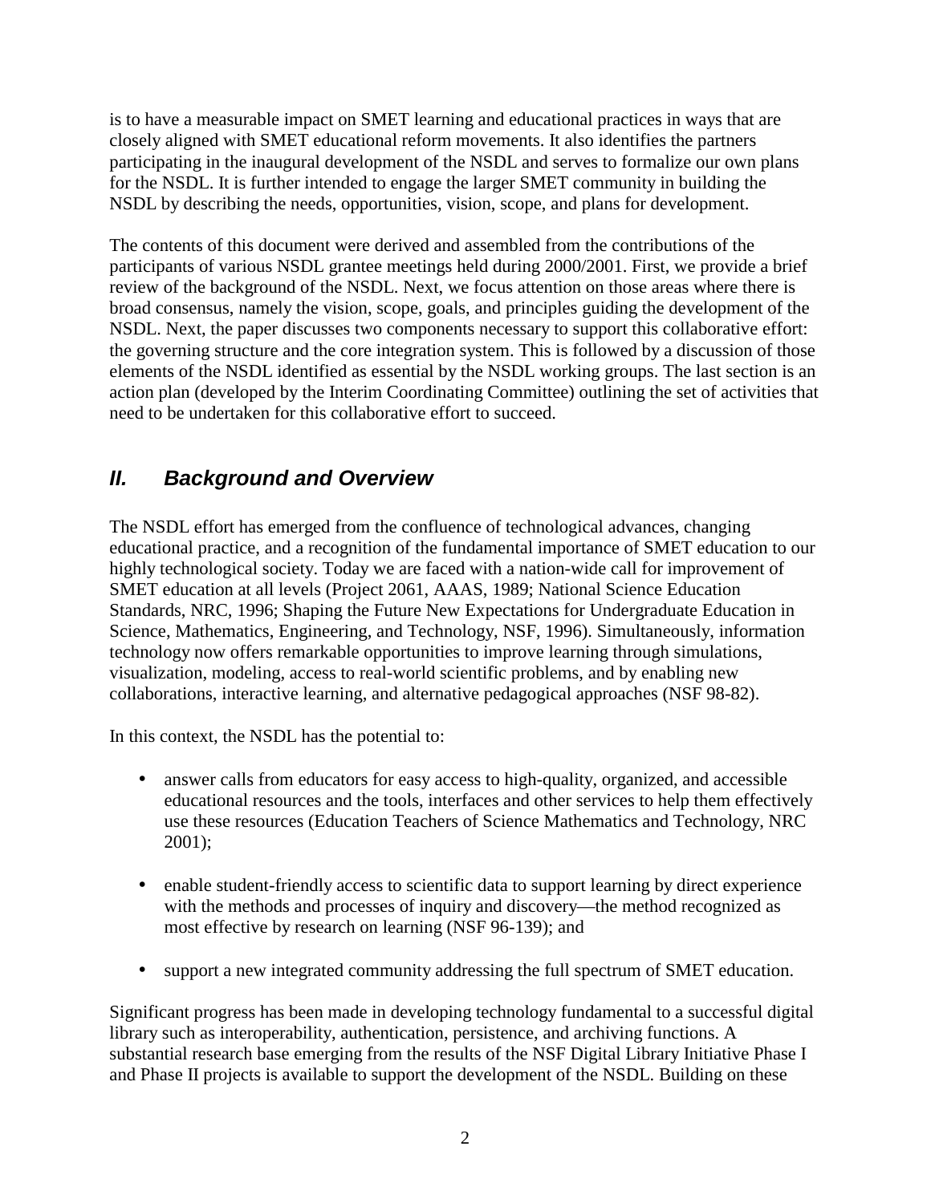is to have a measurable impact on SMET learning and educational practices in ways that are closely aligned with SMET educational reform movements. It also identifies the partners participating in the inaugural development of the NSDL and serves to formalize our own plans for the NSDL. It is further intended to engage the larger SMET community in building the NSDL by describing the needs, opportunities, vision, scope, and plans for development.

The contents of this document were derived and assembled from the contributions of the participants of various NSDL grantee meetings held during 2000/2001. First, we provide a brief review of the background of the NSDL. Next, we focus attention on those areas where there is broad consensus, namely the vision, scope, goals, and principles guiding the development of the NSDL. Next, the paper discusses two components necessary to support this collaborative effort: the governing structure and the core integration system. This is followed by a discussion of those elements of the NSDL identified as essential by the NSDL working groups. The last section is an action plan (developed by the Interim Coordinating Committee) outlining the set of activities that need to be undertaken for this collaborative effort to succeed.

## *II. Background and Overview*

The NSDL effort has emerged from the confluence of technological advances, changing educational practice, and a recognition of the fundamental importance of SMET education to our highly technological society. Today we are faced with a nation-wide call for improvement of SMET education at all levels (Project 2061, AAAS, 1989; National Science Education Standards, NRC, 1996; Shaping the Future New Expectations for Undergraduate Education in Science, Mathematics, Engineering, and Technology, NSF, 1996). Simultaneously, information technology now offers remarkable opportunities to improve learning through simulations, visualization, modeling, access to real-world scientific problems, and by enabling new collaborations, interactive learning, and alternative pedagogical approaches (NSF 98-82).

In this context, the NSDL has the potential to:

- answer calls from educators for easy access to high-quality, organized, and accessible educational resources and the tools, interfaces and other services to help them effectively use these resources (Education Teachers of Science Mathematics and Technology, NRC 2001);
- enable student-friendly access to scientific data to support learning by direct experience with the methods and processes of inquiry and discovery—the method recognized as most effective by research on learning (NSF 96-139); and
- support a new integrated community addressing the full spectrum of SMET education.

Significant progress has been made in developing technology fundamental to a successful digital library such as interoperability, authentication, persistence, and archiving functions. A substantial research base emerging from the results of the NSF Digital Library Initiative Phase I and Phase II projects is available to support the development of the NSDL. Building on these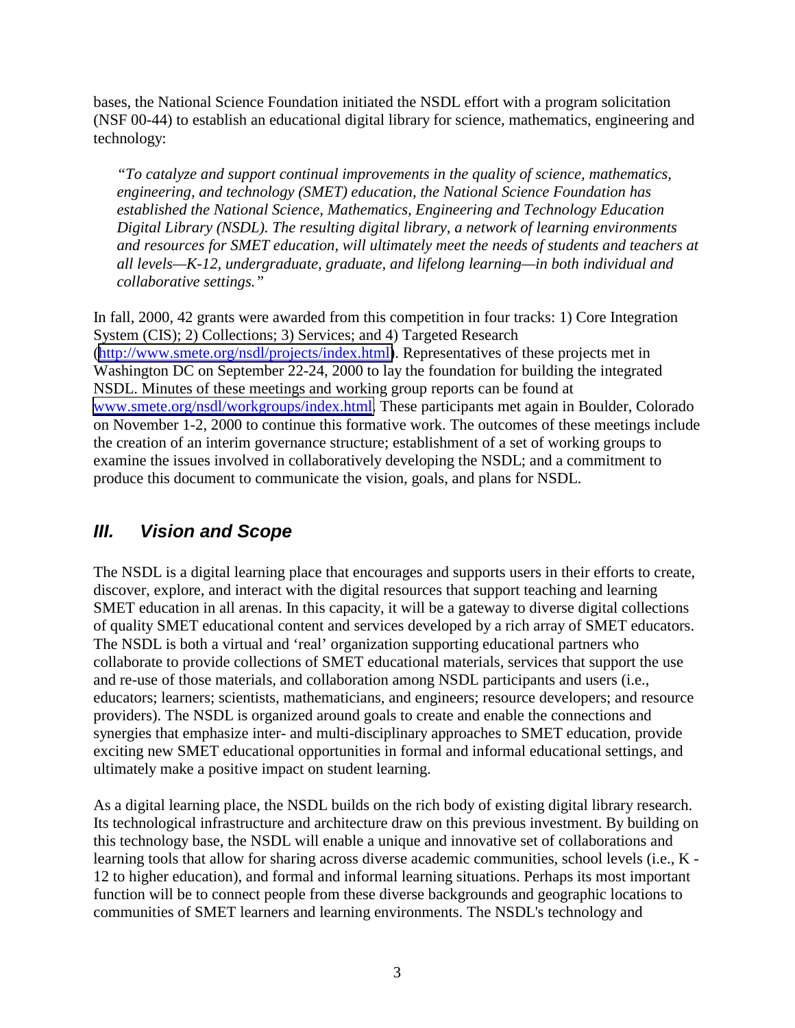bases, the National Science Foundation initiated the NSDL effort with a program solicitation (NSF 00-44) to establish an educational digital library for science, mathematics, engineering and technology:

> *"To catalyze and support continual improvements in the quality of science, mathematics, engineering, and technology (SMET) education, the National Science Foundation has established the National Science, Mathematics, Engineering and Technology Education Digital Library (NSDL). The resulting digital library, a network of learning environments and resources for SMET education, will ultimately meet the needs of students and teachers at all levels—K-12, undergraduate, graduate, and lifelong learning—in both individual and collaborative settings."*

In fall, 2000, 42 grants were awarded from this competition in four tracks: 1) Core Integration System (CIS); 2) Collections; 3) Services; and 4) Targeted Research (http://www.smete.org/nsdl/projects/index.html). Representatives of these projects met in Washington DC on September 22-24, 2000 to lay the foundation for building the integrated NSDL. Minutes of these meetings and working group reports can be found at www.smete.org/nsdl/workgroups/index.html. These participants met again in Boulder, Colorado on November 1-2, 2000 to continue this formative work. The outcomes of these meetings include the creation of an interim governance structure; establishment of a set of working groups to examine the issues involved in collaboratively developing the NSDL; and a commitment to produce this document to communicate the vision, goals, and plans for NSDL.

## III. Vision and Scope

The NSDL is a digital learning place that encourages and supports users in their efforts to create, discover, explore, and interact with the digital resources that support teaching and learning SMET education in all arenas. In this capacity, it will be a gateway to diverse digital collections of quality SMET educational content and services developed by a rich array of SMET educators. The NSDL is both a virtual and 'real' organization supporting educational partners who collaborate to provide collections of SMET educational materials, services that support the use and re-use of those materials, and collaboration among NSDL participants and users (i.e., educators; learners; scientists, mathematicians, and engineers; resource developers; and resource providers). The NSDL is organized around goals to create and enable the connections and synergies that emphasize inter- and multi-disciplinary approaches to SMET education, provide exciting new SMET educational opportunities in formal and informal educational settings, and ultimately make a positive impact on student learning.

As a digital learning place, the NSDL builds on the rich body of existing digital library research. Its technological infrastructure and architecture draw on this previous investment. By building on this technology base, the NSDL will enable a unique and innovative set of collaborations and learning tools that allow for sharing across diverse academic communities, school levels (i.e., K - 12 to higher education), and formal and informal learning situations. Perhaps its most important function will be to connect people from these diverse backgrounds and geographic locations to communities of SMET learners and learning environments. The NSDL's technology and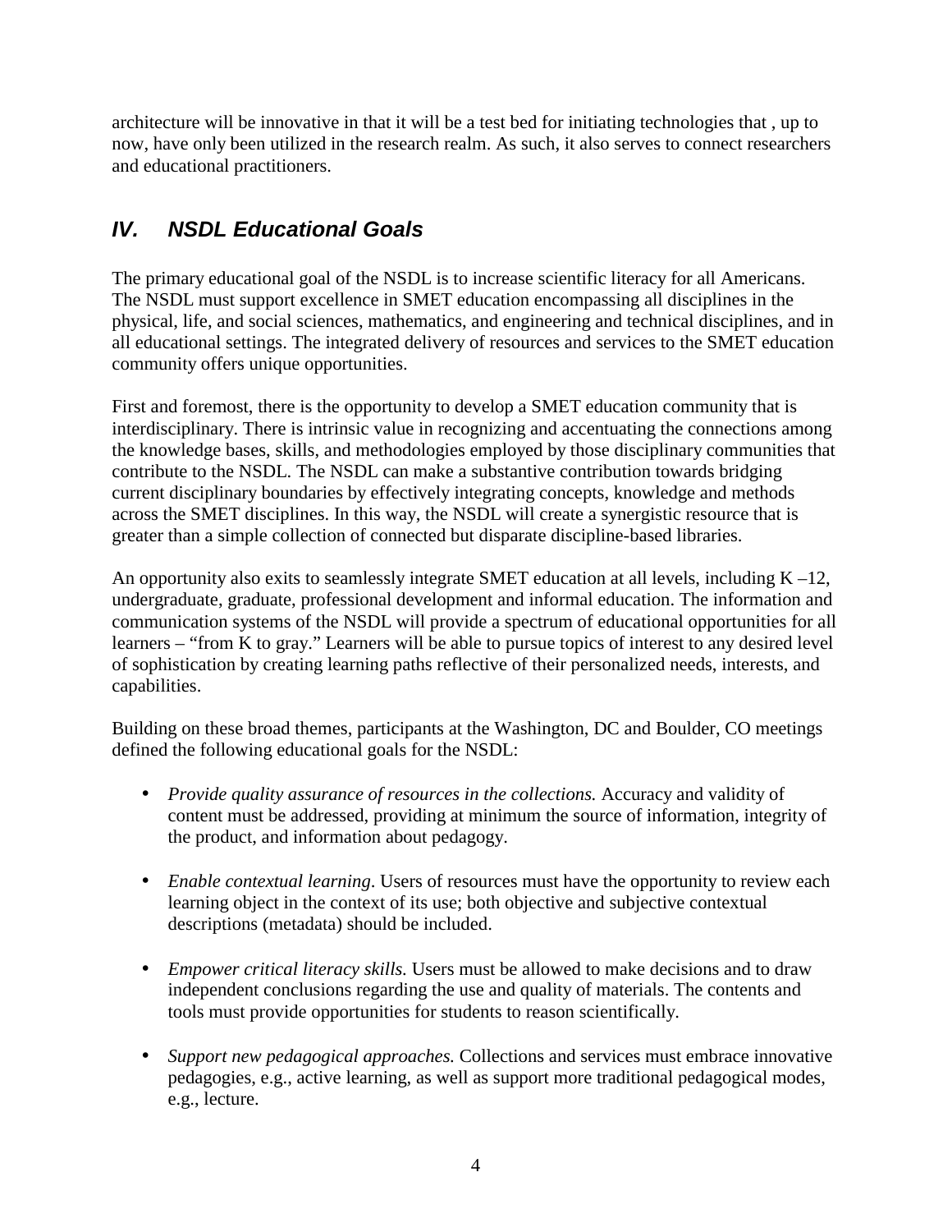architecture will be innovative in that it will be a test bed for initiating technologies that , up to now, have only been utilized in the research realm. As such, it also serves to connect researchers and educational practitioners.

## IV. NSDL Educational Goals

The primary educational goal of the NSDL is to increase scientific literacy for all Americans. The NSDL must support excellence in SMET education encompassing all disciplines in the physical, life, and social sciences, mathematics, and engineering and technical disciplines, and in all educational settings. The integrated delivery of resources and services to the SMET education community offers unique opportunities.

First and foremost, there is the opportunity to develop a SMET education community that is interdisciplinary. There is intrinsic value in recognizing and accentuating the connections among the knowledge bases, skills, and methodologies employed by those disciplinary communities that contribute to the NSDL. The NSDL can make a substantive contribution towards bridging current disciplinary boundaries by effectively integrating concepts, knowledge and methods across the SMET disciplines. In this way, the NSDL will create a synergistic resource that is greater than a simple collection of connected but disparate discipline-based libraries.

An opportunity also exits to seamlessly integrate SMET education at all levels, including K –12, undergraduate, graduate, professional development and informal education. The information and communication systems of the NSDL will provide a spectrum of educational opportunities for all learners – "from K to gray." Learners will be able to pursue topics of interest to any desired level of sophistication by creating learning paths reflective of their personalized needs, interests, and capabilities.

Building on these broad themes, participants at the Washington, DC and Boulder, CO meetings defined the following educational goals for the NSDL:

- *Provide quality assurance of resources in the collections.* Accuracy and validity of content must be addressed, providing at minimum the source of information, integrity of the product, and information about pedagogy.

- *Enable contextual learning*. Users of resources must have the opportunity to review each learning object in the context of its use; both objective and subjective contextual descriptions (metadata) should be included.

- *Empower critical literacy skills.* Users must be allowed to make decisions and to draw independent conclusions regarding the use and quality of materials. The contents and tools must provide opportunities for students to reason scientifically.

- *Support new pedagogical approaches.* Collections and services must embrace innovative pedagogies, e.g., active learning, as well as support more traditional pedagogical modes, e.g., lecture.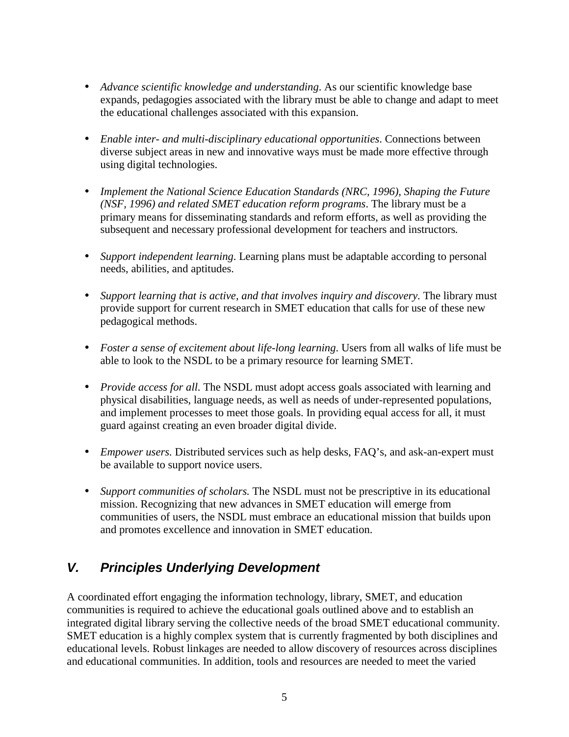- *Advance scientific knowledge and understanding*. As our scientific knowledge base expands, pedagogies associated with the library must be able to change and adapt to meet the educational challenges associated with this expansion.

- *Enable inter- and multi-disciplinary educational opportunities*. Connections between diverse subject areas in new and innovative ways must be made more effective through using digital technologies.

- *Implement the National Science Education Standards (NRC, 1996), Shaping the Future (NSF, 1996) and related SMET education reform programs*. The library must be a primary means for disseminating standards and reform efforts, as well as providing the subsequent and necessary professional development for teachers and instructors.

- *Support independent learning*. Learning plans must be adaptable according to personal needs, abilities, and aptitudes.

- *Support learning that is active, and that involves inquiry and discovery.* The library must provide support for current research in SMET education that calls for use of these new pedagogical methods.

- *Foster a sense of excitement about life-long learning*. Users from all walks of life must be able to look to the NSDL to be a primary resource for learning SMET.

- *Provide access for all.* The NSDL must adopt access goals associated with learning and physical disabilities, language needs, as well as needs of under-represented populations, and implement processes to meet those goals. In providing equal access for all, it must guard against creating an even broader digital divide.

- *Empower users.* Distributed services such as help desks, FAQ's, and ask-an-expert must be available to support novice users.

- *Support communities of scholars.* The NSDL must not be prescriptive in its educational mission. Recognizing that new advances in SMET education will emerge from communities of users, the NSDL must embrace an educational mission that builds upon and promotes excellence and innovation in SMET education.

## *V. Principles Underlying Development*

A coordinated effort engaging the information technology, library, SMET, and education communities is required to achieve the educational goals outlined above and to establish an integrated digital library serving the collective needs of the broad SMET educational community. SMET education is a highly complex system that is currently fragmented by both disciplines and educational levels. Robust linkages are needed to allow discovery of resources across disciplines and educational communities. In addition, tools and resources are needed to meet the varied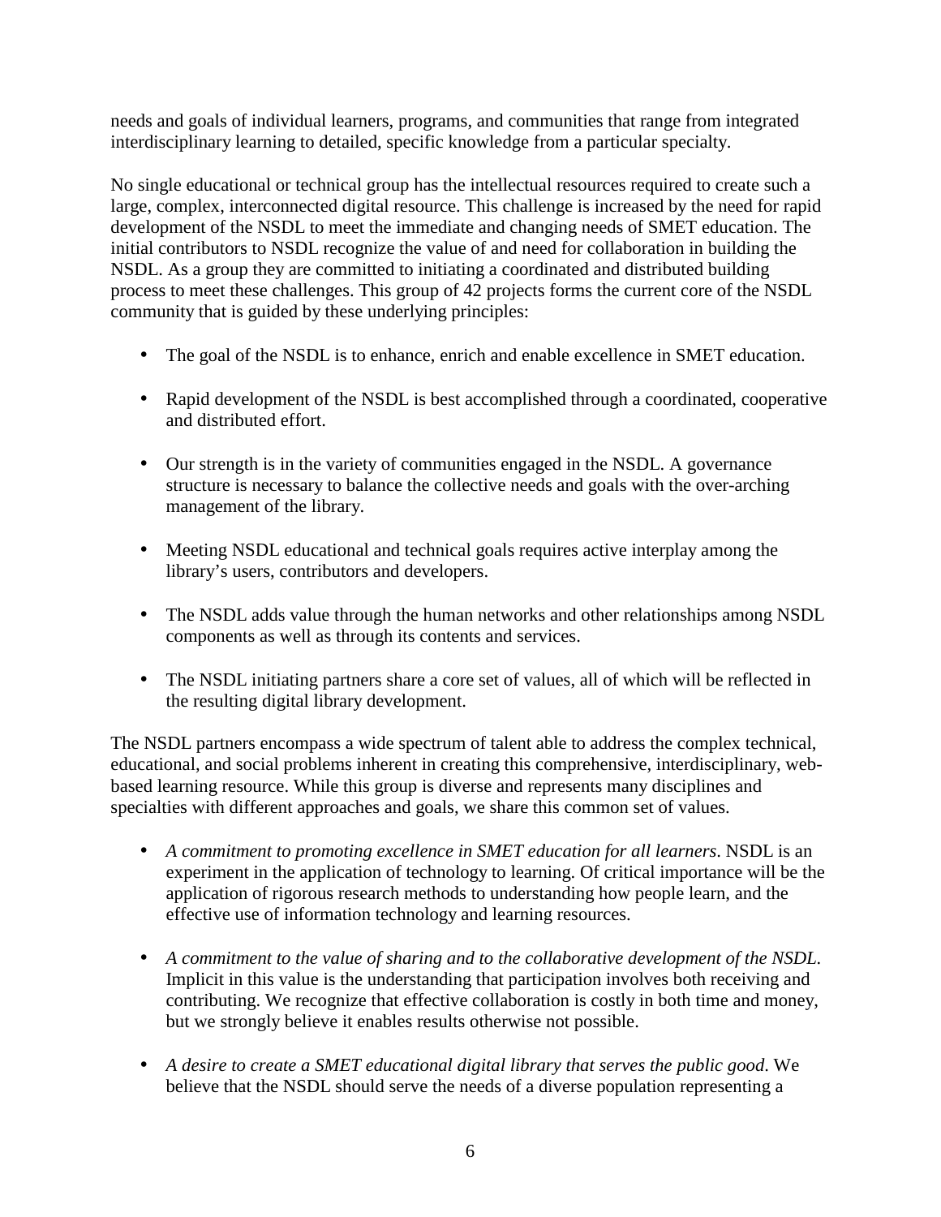needs and goals of individual learners, programs, and communities that range from integrated interdisciplinary learning to detailed, specific knowledge from a particular specialty.

No single educational or technical group has the intellectual resources required to create such a large, complex, interconnected digital resource. This challenge is increased by the need for rapid development of the NSDL to meet the immediate and changing needs of SMET education. The initial contributors to NSDL recognize the value of and need for collaboration in building the NSDL. As a group they are committed to initiating a coordinated and distributed building process to meet these challenges. This group of 42 projects forms the current core of the NSDL community that is guided by these underlying principles:

- The goal of the NSDL is to enhance, enrich and enable excellence in SMET education.
- Rapid development of the NSDL is best accomplished through a coordinated, cooperative and distributed effort.
- Our strength is in the variety of communities engaged in the NSDL. A governance structure is necessary to balance the collective needs and goals with the over-arching management of the library.
- Meeting NSDL educational and technical goals requires active interplay among the library's users, contributors and developers.
- The NSDL adds value through the human networks and other relationships among NSDL components as well as through its contents and services.
- The NSDL initiating partners share a core set of values, all of which will be reflected in the resulting digital library development.

The NSDL partners encompass a wide spectrum of talent able to address the complex technical, educational, and social problems inherent in creating this comprehensive, interdisciplinary, web-based learning resource. While this group is diverse and represents many disciplines and specialties with different approaches and goals, we share this common set of values.

- *A commitment to promoting excellence in SMET education for all learners*. NSDL is an experiment in the application of technology to learning. Of critical importance will be the application of rigorous research methods to understanding how people learn, and the effective use of information technology and learning resources.
- *A commitment to the value of sharing and to the collaborative development of the NSDL*. Implicit in this value is the understanding that participation involves both receiving and contributing. We recognize that effective collaboration is costly in both time and money, but we strongly believe it enables results otherwise not possible.
- *A desire to create a SMET educational digital library that serves the public good*. We believe that the NSDL should serve the needs of a diverse population representing a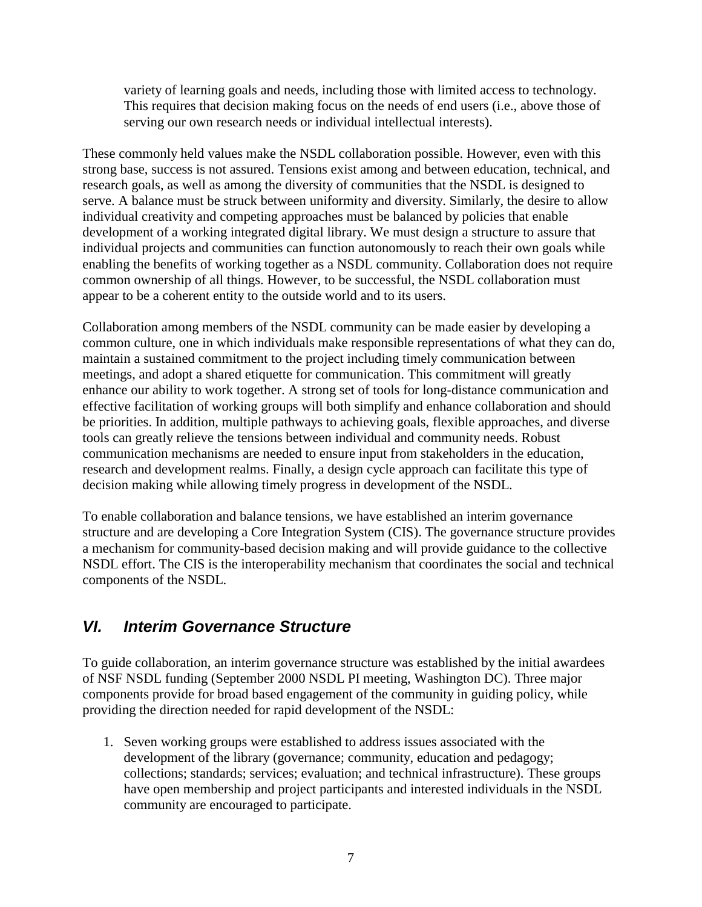variety of learning goals and needs, including those with limited access to technology. This requires that decision making focus on the needs of end users (i.e., above those of serving our own research needs or individual intellectual interests).

These commonly held values make the NSDL collaboration possible. However, even with this strong base, success is not assured. Tensions exist among and between education, technical, and research goals, as well as among the diversity of communities that the NSDL is designed to serve. A balance must be struck between uniformity and diversity. Similarly, the desire to allow individual creativity and competing approaches must be balanced by policies that enable development of a working integrated digital library. We must design a structure to assure that individual projects and communities can function autonomously to reach their own goals while enabling the benefits of working together as a NSDL community. Collaboration does not require common ownership of all things. However, to be successful, the NSDL collaboration must appear to be a coherent entity to the outside world and to its users.

Collaboration among members of the NSDL community can be made easier by developing a common culture, one in which individuals make responsible representations of what they can do, maintain a sustained commitment to the project including timely communication between meetings, and adopt a shared etiquette for communication. This commitment will greatly enhance our ability to work together. A strong set of tools for long-distance communication and effective facilitation of working groups will both simplify and enhance collaboration and should be priorities. In addition, multiple pathways to achieving goals, flexible approaches, and diverse tools can greatly relieve the tensions between individual and community needs. Robust communication mechanisms are needed to ensure input from stakeholders in the education, research and development realms. Finally, a design cycle approach can facilitate this type of decision making while allowing timely progress in development of the NSDL.

To enable collaboration and balance tensions, we have established an interim governance structure and are developing a Core Integration System (CIS). The governance structure provides a mechanism for community-based decision making and will provide guidance to the collective NSDL effort. The CIS is the interoperability mechanism that coordinates the social and technical components of the NSDL.

## *VI. Interim Governance Structure*

To guide collaboration, an interim governance structure was established by the initial awardees of NSF NSDL funding (September 2000 NSDL PI meeting, Washington DC). Three major components provide for broad based engagement of the community in guiding policy, while providing the direction needed for rapid development of the NSDL:

1. Seven working groups were established to address issues associated with the development of the library (governance; community, education and pedagogy; collections; standards; services; evaluation; and technical infrastructure). These groups have open membership and project participants and interested individuals in the NSDL community are encouraged to participate.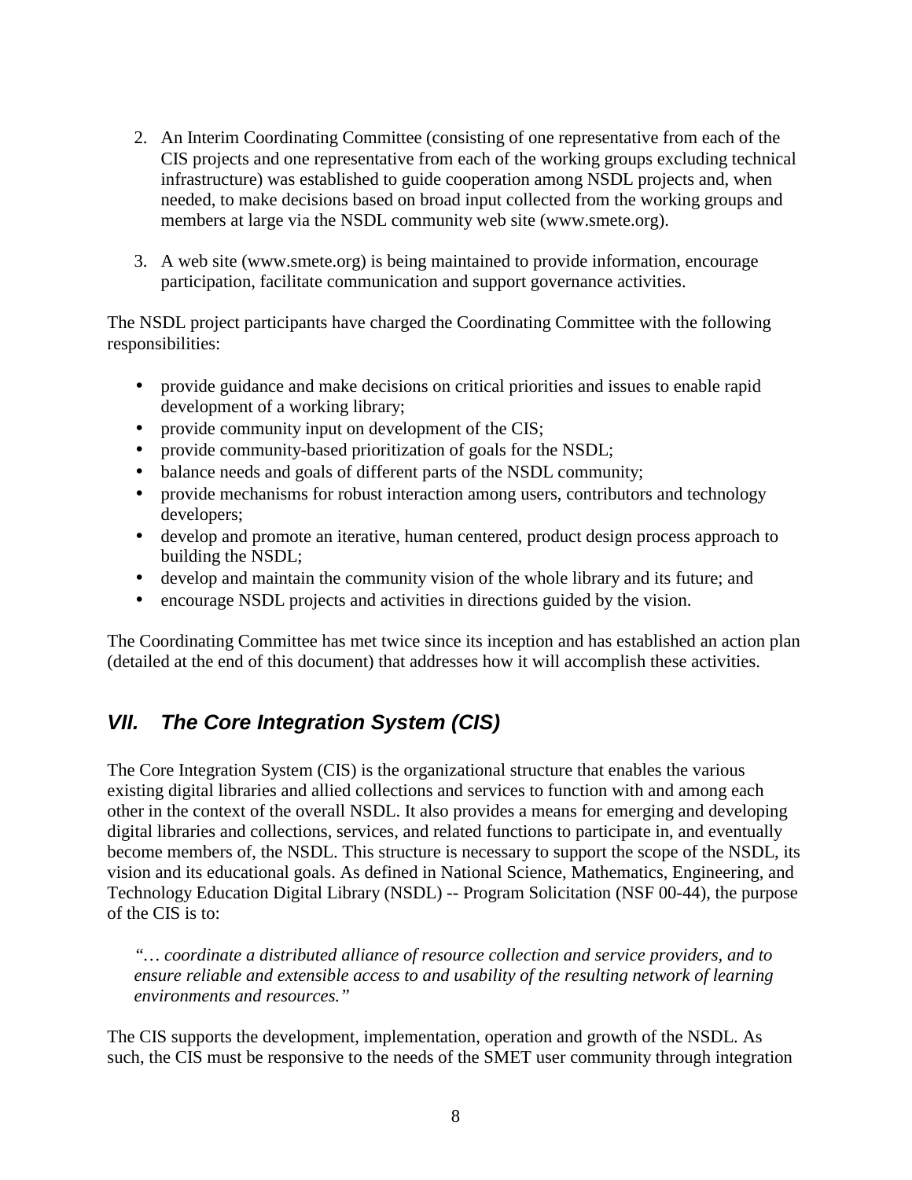2. An Interim Coordinating Committee (consisting of one representative from each of the CIS projects and one representative from each of the working groups excluding technical infrastructure) was established to guide cooperation among NSDL projects and, when needed, to make decisions based on broad input collected from the working groups and members at large via the NSDL community web site (www.smete.org).

3. A web site (www.smete.org) is being maintained to provide information, encourage participation, facilitate communication and support governance activities.

The NSDL project participants have charged the Coordinating Committee with the following responsibilities:

- provide guidance and make decisions on critical priorities and issues to enable rapid development of a working library;
- provide community input on development of the CIS;
- provide community-based prioritization of goals for the NSDL;
- balance needs and goals of different parts of the NSDL community;
- provide mechanisms for robust interaction among users, contributors and technology developers;
- develop and promote an iterative, human centered, product design process approach to building the NSDL;
- develop and maintain the community vision of the whole library and its future; and
- encourage NSDL projects and activities in directions guided by the vision.

The Coordinating Committee has met twice since its inception and has established an action plan (detailed at the end of this document) that addresses how it will accomplish these activities.

## *VII. The Core Integration System (CIS)*

The Core Integration System (CIS) is the organizational structure that enables the various existing digital libraries and allied collections and services to function with and among each other in the context of the overall NSDL. It also provides a means for emerging and developing digital libraries and collections, services, and related functions to participate in, and eventually become members of, the NSDL. This structure is necessary to support the scope of the NSDL, its vision and its educational goals. As defined in National Science, Mathematics, Engineering, and Technology Education Digital Library (NSDL) -- Program Solicitation (NSF 00-44), the purpose of the CIS is to:

> *"… coordinate a distributed alliance of resource collection and service providers, and to ensure reliable and extensible access to and usability of the resulting network of learning environments and resources."*

The CIS supports the development, implementation, operation and growth of the NSDL. As such, the CIS must be responsive to the needs of the SMET user community through integration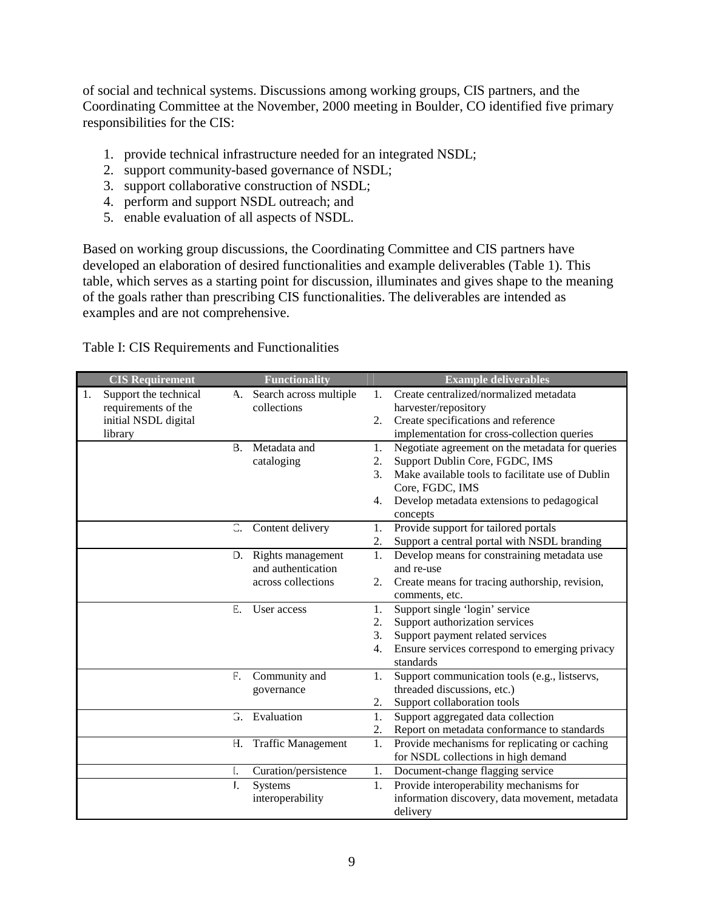of social and technical systems. Discussions among working groups, CIS partners, and the Coordinating Committee at the November, 2000 meeting in Boulder, CO identified five primary responsibilities for the CIS:

1. provide technical infrastructure needed for an integrated NSDL;
2. support community-based governance of NSDL;
3. support collaborative construction of NSDL;
4. perform and support NSDL outreach; and
5. enable evaluation of all aspects of NSDL.

Based on working group discussions, the Coordinating Committee and CIS partners have developed an elaboration of desired functionalities and example deliverables (Table 1). This table, which serves as a starting point for discussion, illuminates and gives shape to the meaning of the goals rather than prescribing CIS functionalities. The deliverables are intended as examples and are not comprehensive.

Table I: CIS Requirements and Functionalities

| CIS Requirement | Functionality | Example deliverables |
|---|---|---|
| 1. Support the technical requirements of the initial NSDL digital library | A. Search across multiple collections | 1. Create centralized/normalized metadata harvester/repository<br>2. Create specifications and reference implementation for cross-collection queries |
| | B. Metadata and cataloging | 1. Negotiate agreement on the metadata for queries<br>2. Support Dublin Core, FGDC, IMS<br>3. Make available tools to facilitate use of Dublin Core, FGDC, IMS<br>4. Develop metadata extensions to pedagogical concepts |
| | C. Content delivery | 1. Provide support for tailored portals<br>2. Support a central portal with NSDL branding |
| | D. Rights management and authentication across collections | 1. Develop means for constraining metadata use and re-use<br>2. Create means for tracing authorship, revision, comments, etc. |
| | E. User access | 1. Support single 'login' service<br>2. Support authorization services<br>3. Support payment related services<br>4. Ensure services correspond to emerging privacy standards |
| | F. Community and governance | 1. Support communication tools (e.g., listservs, threaded discussions, etc.)<br>2. Support collaboration tools |
| | G. Evaluation | 1. Support aggregated data collection<br>2. Report on metadata conformance to standards |
| | H. Traffic Management | 1. Provide mechanisms for replicating or caching for NSDL collections in high demand |
| | I. Curation/persistence | 1. Document-change flagging service |
| | J. Systems interoperability | 1. Provide interoperability mechanisms for information discovery, data movement, metadata delivery |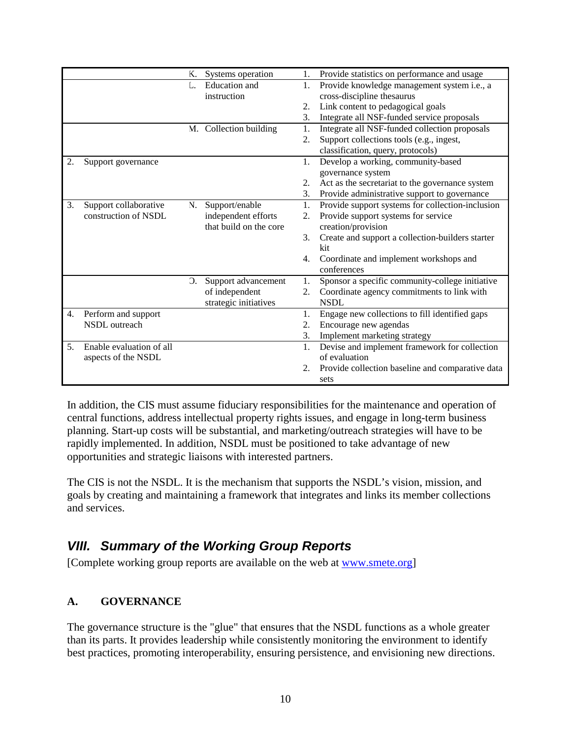| | | |
|---|---|---|
| | K. Systems operation | 1. Provide statistics on performance and usage |
| | L. Education and instruction | 1. Provide knowledge management system i.e., a cross-discipline thesaurus<br>2. Link content to pedagogical goals<br>3. Integrate all NSF-funded service proposals |
| | M. Collection building | 1. Integrate all NSF-funded collection proposals<br>2. Support collections tools (e.g., ingest, classification, query, protocols) |
| 2. Support governance | | 1. Develop a working, community-based governance system<br>2. Act as the secretariat to the governance system<br>3. Provide administrative support to governance |
| 3. Support collaborative construction of NSDL | N. Support/enable independent efforts that build on the core | 1. Provide support systems for collection-inclusion<br>2. Provide support systems for service creation/provision<br>3. Create and support a collection-builders starter kit<br>4. Coordinate and implement workshops and conferences |
| | O. Support advancement of independent strategic initiatives | 1. Sponsor a specific community-college initiative<br>2. Coordinate agency commitments to link with NSDL |
| 4. Perform and support NSDL outreach | | 1. Engage new collections to fill identified gaps<br>2. Encourage new agendas<br>3. Implement marketing strategy |
| 5. Enable evaluation of all aspects of the NSDL | | 1. Devise and implement framework for collection of evaluation<br>2. Provide collection baseline and comparative data sets |

In addition, the CIS must assume fiduciary responsibilities for the maintenance and operation of central functions, address intellectual property rights issues, and engage in long-term business planning. Start-up costs will be substantial, and marketing/outreach strategies will have to be rapidly implemented. In addition, NSDL must be positioned to take advantage of new opportunities and strategic liaisons with interested partners.

The CIS is not the NSDL. It is the mechanism that supports the NSDL's vision, mission, and goals by creating and maintaining a framework that integrates and links its member collections and services.

## *VIII. Summary of the Working Group Reports*

[Complete working group reports are available on the web at www.smete.org]

### A. GOVERNANCE

The governance structure is the "glue" that ensures that the NSDL functions as a whole greater than its parts. It provides leadership while consistently monitoring the environment to identify best practices, promoting interoperability, ensuring persistence, and envisioning new directions.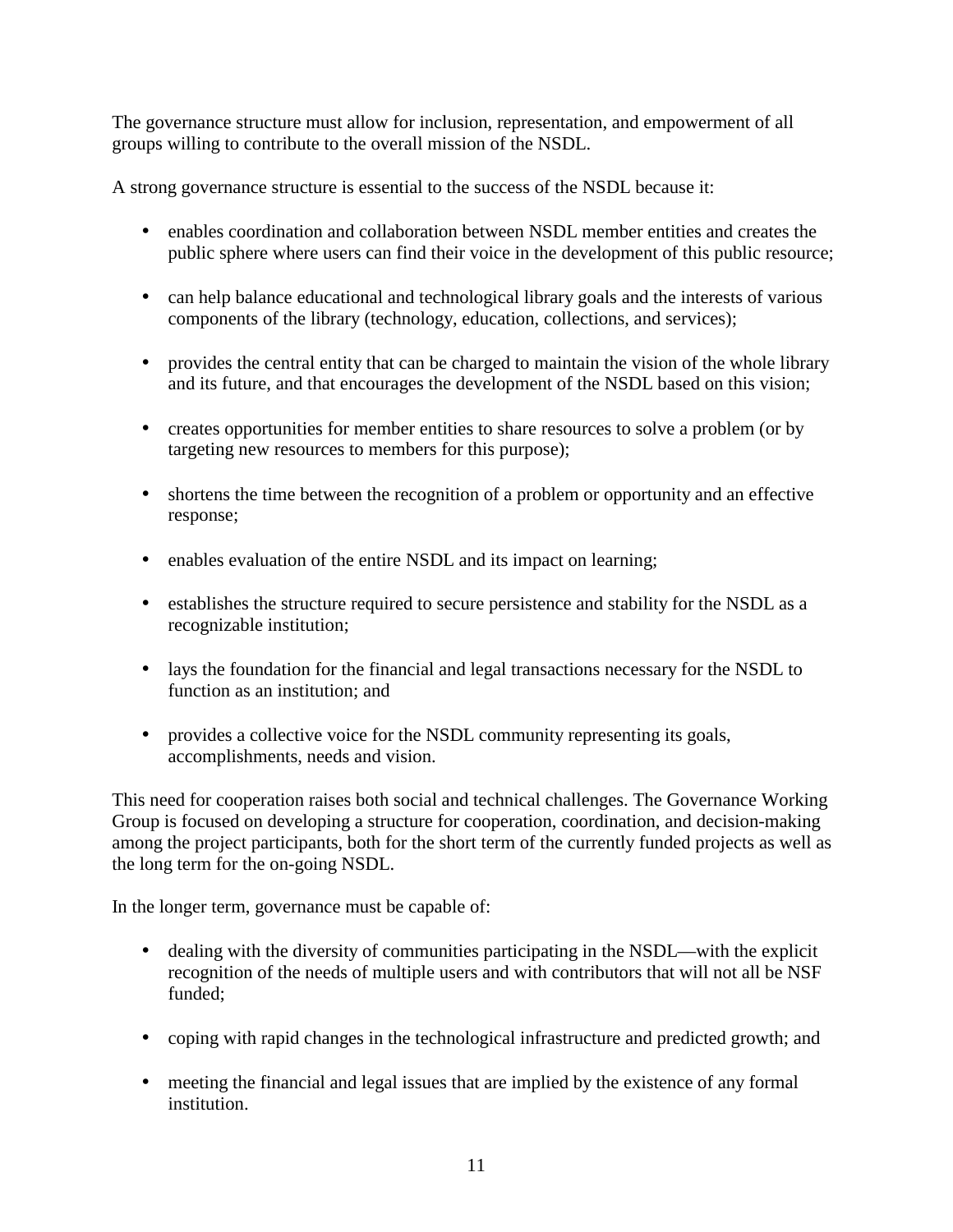The governance structure must allow for inclusion, representation, and empowerment of all groups willing to contribute to the overall mission of the NSDL.

A strong governance structure is essential to the success of the NSDL because it:

- enables coordination and collaboration between NSDL member entities and creates the public sphere where users can find their voice in the development of this public resource;
- can help balance educational and technological library goals and the interests of various components of the library (technology, education, collections, and services);
- provides the central entity that can be charged to maintain the vision of the whole library and its future, and that encourages the development of the NSDL based on this vision;
- creates opportunities for member entities to share resources to solve a problem (or by targeting new resources to members for this purpose);
- shortens the time between the recognition of a problem or opportunity and an effective response;
- enables evaluation of the entire NSDL and its impact on learning;
- establishes the structure required to secure persistence and stability for the NSDL as a recognizable institution;
- lays the foundation for the financial and legal transactions necessary for the NSDL to function as an institution; and
- provides a collective voice for the NSDL community representing its goals, accomplishments, needs and vision.

This need for cooperation raises both social and technical challenges. The Governance Working Group is focused on developing a structure for cooperation, coordination, and decision-making among the project participants, both for the short term of the currently funded projects as well as the long term for the on-going NSDL.

In the longer term, governance must be capable of:

- dealing with the diversity of communities participating in the NSDL—with the explicit recognition of the needs of multiple users and with contributors that will not all be NSF funded;
- coping with rapid changes in the technological infrastructure and predicted growth; and
- meeting the financial and legal issues that are implied by the existence of any formal institution.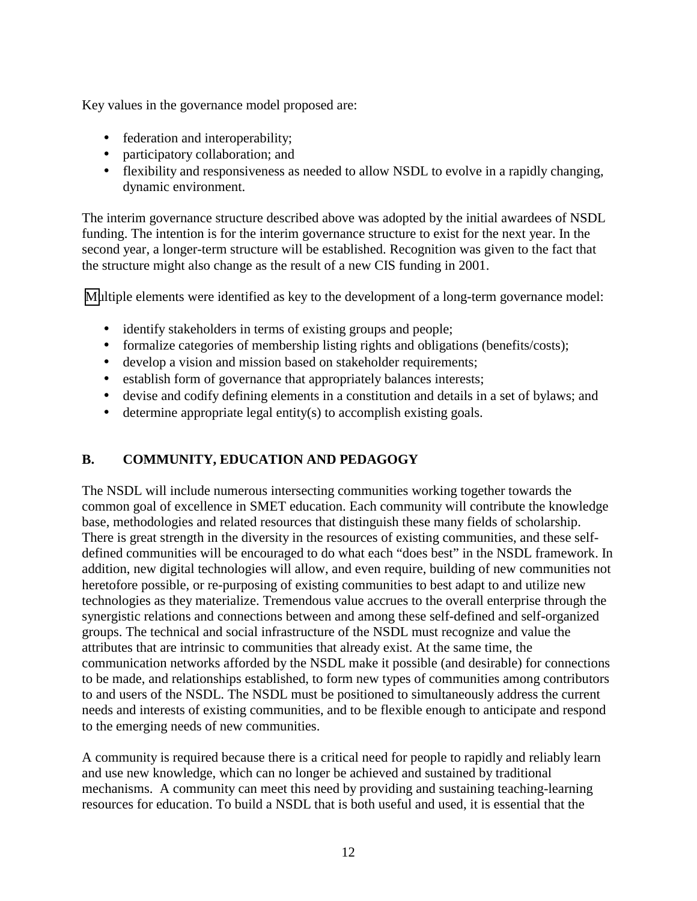Key values in the governance model proposed are:

- federation and interoperability;
- participatory collaboration; and
- flexibility and responsiveness as needed to allow NSDL to evolve in a rapidly changing, dynamic environment.

The interim governance structure described above was adopted by the initial awardees of NSDL funding. The intention is for the interim governance structure to exist for the next year. In the second year, a longer-term structure will be established. Recognition was given to the fact that the structure might also change as the result of a new CIS funding in 2001.

Multiple elements were identified as key to the development of a long-term governance model:

- identify stakeholders in terms of existing groups and people;
- formalize categories of membership listing rights and obligations (benefits/costs);
- develop a vision and mission based on stakeholder requirements;
- establish form of governance that appropriately balances interests;
- devise and codify defining elements in a constitution and details in a set of bylaws; and
- determine appropriate legal entity(s) to accomplish existing goals.

## B. COMMUNITY, EDUCATION AND PEDAGOGY

The NSDL will include numerous intersecting communities working together towards the common goal of excellence in SMET education. Each community will contribute the knowledge base, methodologies and related resources that distinguish these many fields of scholarship. There is great strength in the diversity in the resources of existing communities, and these self-defined communities will be encouraged to do what each "does best" in the NSDL framework. In addition, new digital technologies will allow, and even require, building of new communities not heretofore possible, or re-purposing of existing communities to best adapt to and utilize new technologies as they materialize. Tremendous value accrues to the overall enterprise through the synergistic relations and connections between and among these self-defined and self-organized groups. The technical and social infrastructure of the NSDL must recognize and value the attributes that are intrinsic to communities that already exist. At the same time, the communication networks afforded by the NSDL make it possible (and desirable) for connections to be made, and relationships established, to form new types of communities among contributors to and users of the NSDL. The NSDL must be positioned to simultaneously address the current needs and interests of existing communities, and to be flexible enough to anticipate and respond to the emerging needs of new communities.

A community is required because there is a critical need for people to rapidly and reliably learn and use new knowledge, which can no longer be achieved and sustained by traditional mechanisms. A community can meet this need by providing and sustaining teaching-learning resources for education. To build a NSDL that is both useful and used, it is essential that the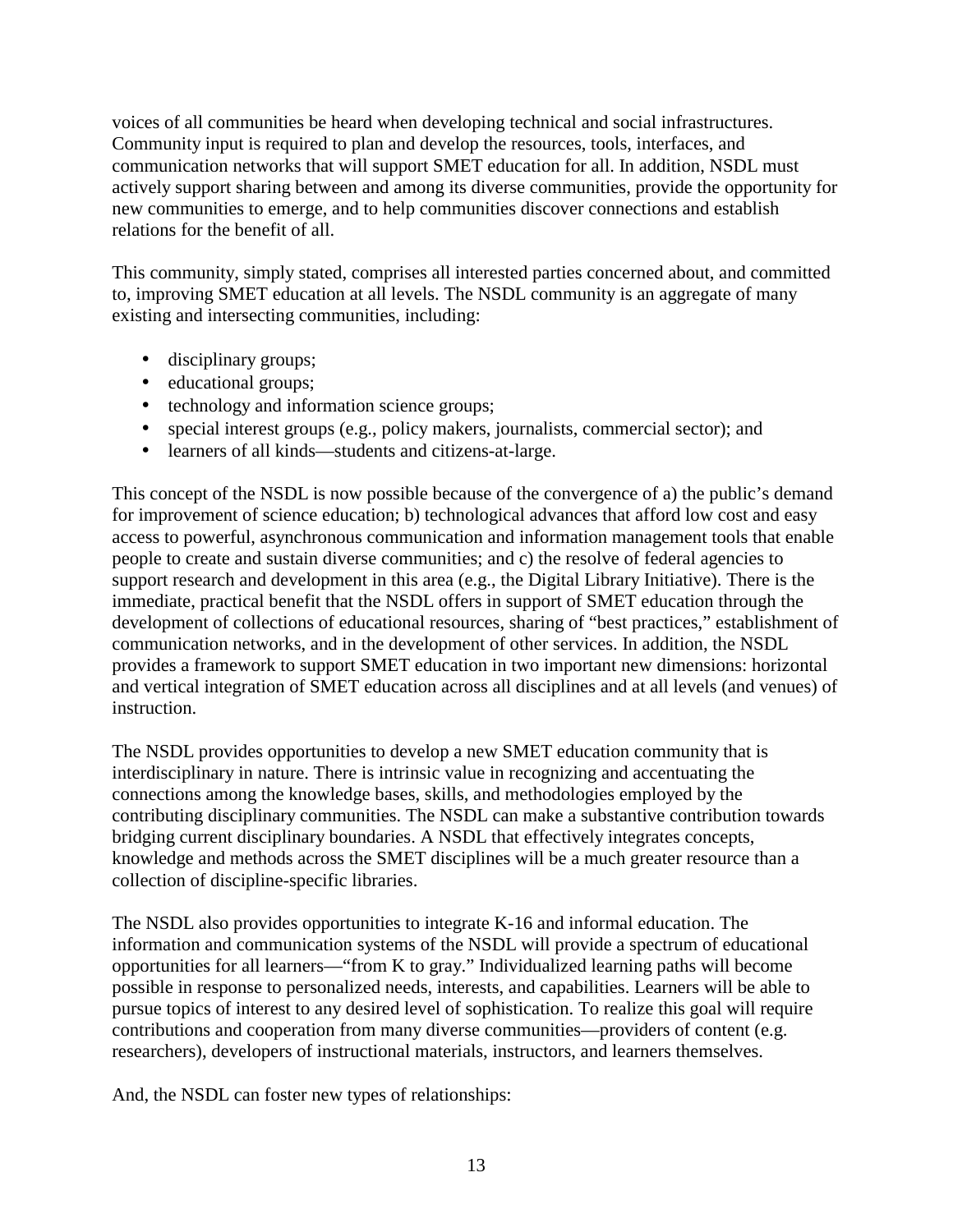voices of all communities be heard when developing technical and social infrastructures. Community input is required to plan and develop the resources, tools, interfaces, and communication networks that will support SMET education for all. In addition, NSDL must actively support sharing between and among its diverse communities, provide the opportunity for new communities to emerge, and to help communities discover connections and establish relations for the benefit of all.

This community, simply stated, comprises all interested parties concerned about, and committed to, improving SMET education at all levels. The NSDL community is an aggregate of many existing and intersecting communities, including:

- disciplinary groups;
- educational groups;
- technology and information science groups;
- special interest groups (e.g., policy makers, journalists, commercial sector); and
- learners of all kinds—students and citizens-at-large.

This concept of the NSDL is now possible because of the convergence of a) the public's demand for improvement of science education; b) technological advances that afford low cost and easy access to powerful, asynchronous communication and information management tools that enable people to create and sustain diverse communities; and c) the resolve of federal agencies to support research and development in this area (e.g., the Digital Library Initiative). There is the immediate, practical benefit that the NSDL offers in support of SMET education through the development of collections of educational resources, sharing of "best practices," establishment of communication networks, and in the development of other services. In addition, the NSDL provides a framework to support SMET education in two important new dimensions: horizontal and vertical integration of SMET education across all disciplines and at all levels (and venues) of instruction.

The NSDL provides opportunities to develop a new SMET education community that is interdisciplinary in nature. There is intrinsic value in recognizing and accentuating the connections among the knowledge bases, skills, and methodologies employed by the contributing disciplinary communities. The NSDL can make a substantive contribution towards bridging current disciplinary boundaries. A NSDL that effectively integrates concepts, knowledge and methods across the SMET disciplines will be a much greater resource than a collection of discipline-specific libraries.

The NSDL also provides opportunities to integrate K-16 and informal education. The information and communication systems of the NSDL will provide a spectrum of educational opportunities for all learners—"from K to gray." Individualized learning paths will become possible in response to personalized needs, interests, and capabilities. Learners will be able to pursue topics of interest to any desired level of sophistication. To realize this goal will require contributions and cooperation from many diverse communities—providers of content (e.g. researchers), developers of instructional materials, instructors, and learners themselves.

And, the NSDL can foster new types of relationships: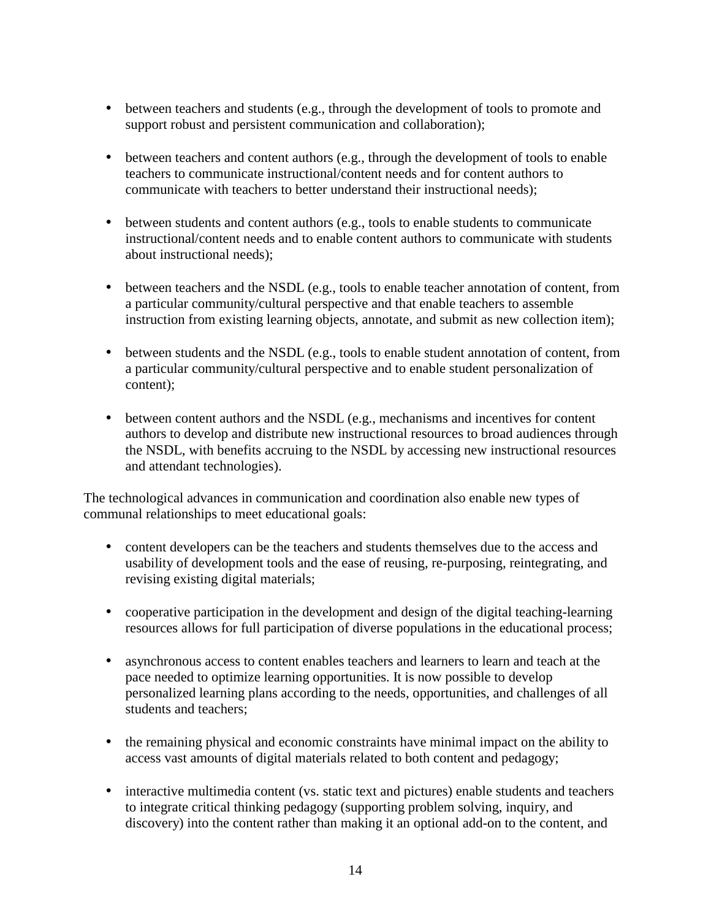- between teachers and students (e.g., through the development of tools to promote and support robust and persistent communication and collaboration);

- between teachers and content authors (e.g., through the development of tools to enable teachers to communicate instructional/content needs and for content authors to communicate with teachers to better understand their instructional needs);

- between students and content authors (e.g., tools to enable students to communicate instructional/content needs and to enable content authors to communicate with students about instructional needs);

- between teachers and the NSDL (e.g., tools to enable teacher annotation of content, from a particular community/cultural perspective and that enable teachers to assemble instruction from existing learning objects, annotate, and submit as new collection item);

- between students and the NSDL (e.g., tools to enable student annotation of content, from a particular community/cultural perspective and to enable student personalization of content);

- between content authors and the NSDL (e.g., mechanisms and incentives for content authors to develop and distribute new instructional resources to broad audiences through the NSDL, with benefits accruing to the NSDL by accessing new instructional resources and attendant technologies).

The technological advances in communication and coordination also enable new types of communal relationships to meet educational goals:

- content developers can be the teachers and students themselves due to the access and usability of development tools and the ease of reusing, re-purposing, reintegrating, and revising existing digital materials;

- cooperative participation in the development and design of the digital teaching-learning resources allows for full participation of diverse populations in the educational process;

- asynchronous access to content enables teachers and learners to learn and teach at the pace needed to optimize learning opportunities. It is now possible to develop personalized learning plans according to the needs, opportunities, and challenges of all students and teachers;

- the remaining physical and economic constraints have minimal impact on the ability to access vast amounts of digital materials related to both content and pedagogy;

- interactive multimedia content (vs. static text and pictures) enable students and teachers to integrate critical thinking pedagogy (supporting problem solving, inquiry, and discovery) into the content rather than making it an optional add-on to the content, and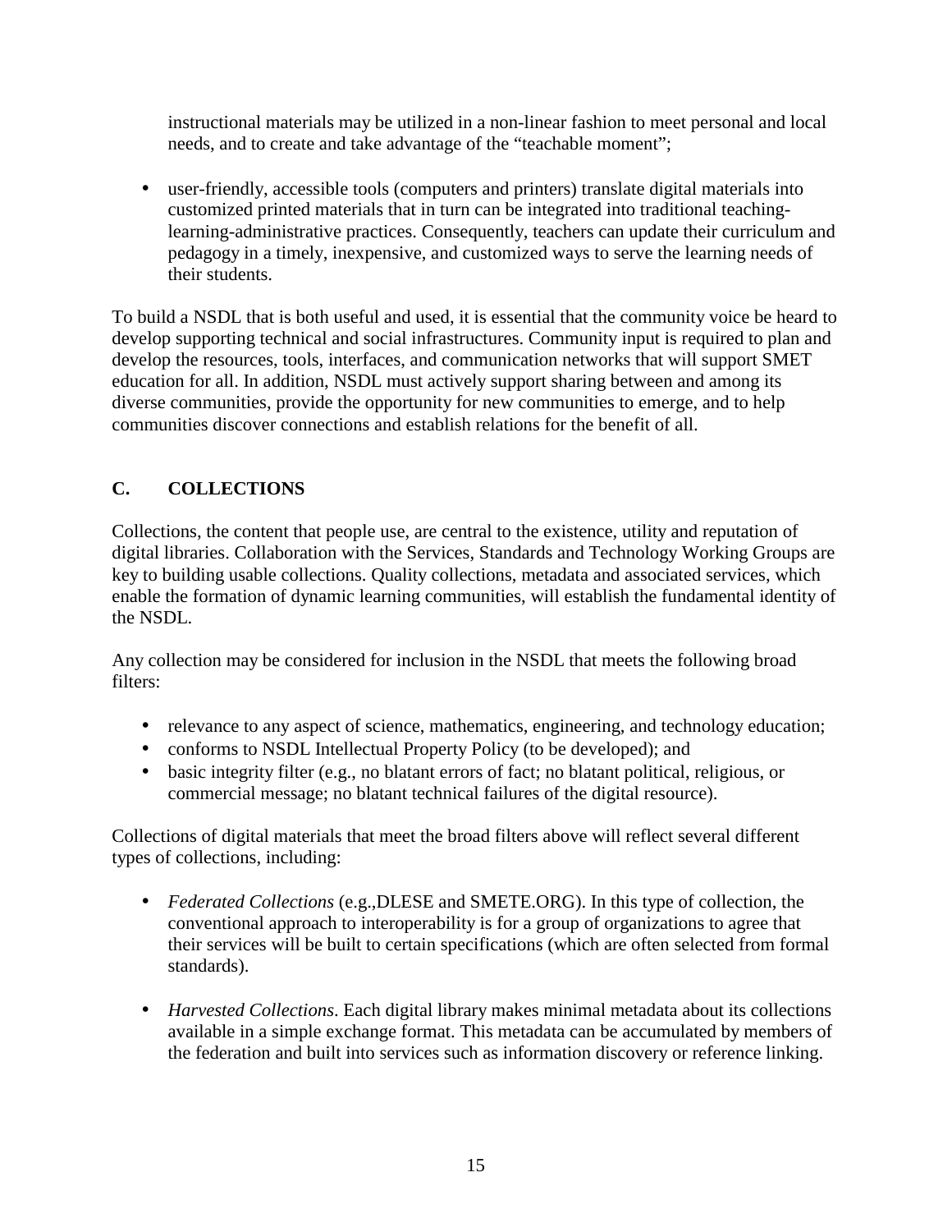instructional materials may be utilized in a non-linear fashion to meet personal and local needs, and to create and take advantage of the "teachable moment";

- user-friendly, accessible tools (computers and printers) translate digital materials into customized printed materials that in turn can be integrated into traditional teaching-learning-administrative practices. Consequently, teachers can update their curriculum and pedagogy in a timely, inexpensive, and customized ways to serve the learning needs of their students.

To build a NSDL that is both useful and used, it is essential that the community voice be heard to develop supporting technical and social infrastructures. Community input is required to plan and develop the resources, tools, interfaces, and communication networks that will support SMET education for all. In addition, NSDL must actively support sharing between and among its diverse communities, provide the opportunity for new communities to emerge, and to help communities discover connections and establish relations for the benefit of all.

## C. COLLECTIONS

Collections, the content that people use, are central to the existence, utility and reputation of digital libraries. Collaboration with the Services, Standards and Technology Working Groups are key to building usable collections. Quality collections, metadata and associated services, which enable the formation of dynamic learning communities, will establish the fundamental identity of the NSDL.

Any collection may be considered for inclusion in the NSDL that meets the following broad filters:

- relevance to any aspect of science, mathematics, engineering, and technology education;
- conforms to NSDL Intellectual Property Policy (to be developed); and
- basic integrity filter (e.g., no blatant errors of fact; no blatant political, religious, or commercial message; no blatant technical failures of the digital resource).

Collections of digital materials that meet the broad filters above will reflect several different types of collections, including:

- *Federated Collections* (e.g.,DLESE and SMETE.ORG). In this type of collection, the conventional approach to interoperability is for a group of organizations to agree that their services will be built to certain specifications (which are often selected from formal standards).

- *Harvested Collections*. Each digital library makes minimal metadata about its collections available in a simple exchange format. This metadata can be accumulated by members of the federation and built into services such as information discovery or reference linking.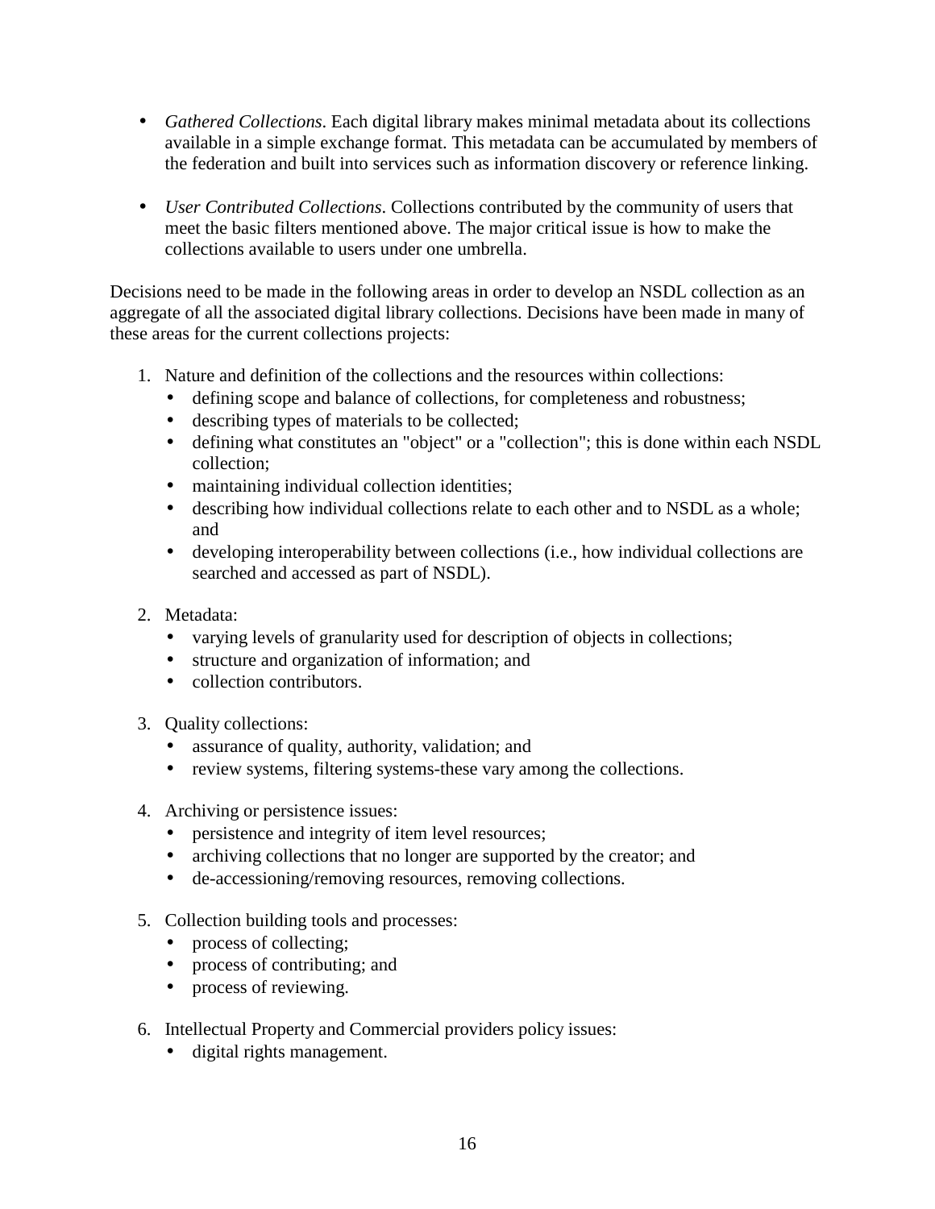- *Gathered Collections*. Each digital library makes minimal metadata about its collections available in a simple exchange format. This metadata can be accumulated by members of the federation and built into services such as information discovery or reference linking.

- *User Contributed Collections*. Collections contributed by the community of users that meet the basic filters mentioned above. The major critical issue is how to make the collections available to users under one umbrella.

Decisions need to be made in the following areas in order to develop an NSDL collection as an aggregate of all the associated digital library collections. Decisions have been made in many of these areas for the current collections projects:

1. Nature and definition of the collections and the resources within collections:
   - defining scope and balance of collections, for completeness and robustness;
   - describing types of materials to be collected;
   - defining what constitutes an "object" or a "collection"; this is done within each NSDL collection;
   - maintaining individual collection identities;
   - describing how individual collections relate to each other and to NSDL as a whole; and
   - developing interoperability between collections (i.e., how individual collections are searched and accessed as part of NSDL).

2. Metadata:
   - varying levels of granularity used for description of objects in collections;
   - structure and organization of information; and
   - collection contributors.

3. Quality collections:
   - assurance of quality, authority, validation; and
   - review systems, filtering systems-these vary among the collections.

4. Archiving or persistence issues:
   - persistence and integrity of item level resources;
   - archiving collections that no longer are supported by the creator; and
   - de-accessioning/removing resources, removing collections.

5. Collection building tools and processes:
   - process of collecting;
   - process of contributing; and
   - process of reviewing.

6. Intellectual Property and Commercial providers policy issues:
   - digital rights management.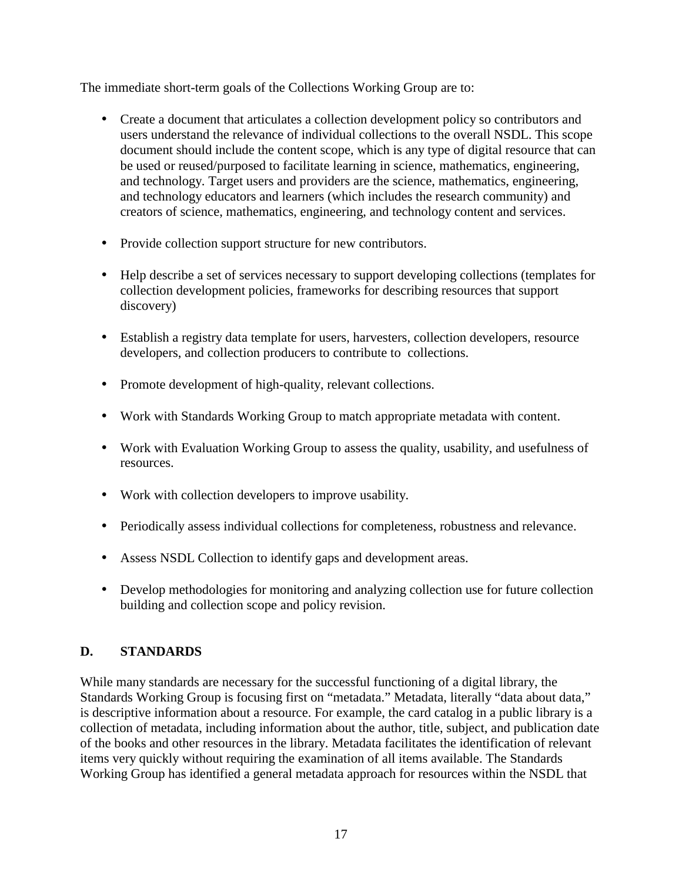The immediate short-term goals of the Collections Working Group are to:

- Create a document that articulates a collection development policy so contributors and users understand the relevance of individual collections to the overall NSDL. This scope document should include the content scope, which is any type of digital resource that can be used or reused/purposed to facilitate learning in science, mathematics, engineering, and technology. Target users and providers are the science, mathematics, engineering, and technology educators and learners (which includes the research community) and creators of science, mathematics, engineering, and technology content and services.

- Provide collection support structure for new contributors.

- Help describe a set of services necessary to support developing collections (templates for collection development policies, frameworks for describing resources that support discovery)

- Establish a registry data template for users, harvesters, collection developers, resource developers, and collection producers to contribute to collections.

- Promote development of high-quality, relevant collections.

- Work with Standards Working Group to match appropriate metadata with content.

- Work with Evaluation Working Group to assess the quality, usability, and usefulness of resources.

- Work with collection developers to improve usability.

- Periodically assess individual collections for completeness, robustness and relevance.

- Assess NSDL Collection to identify gaps and development areas.

- Develop methodologies for monitoring and analyzing collection use for future collection building and collection scope and policy revision.

## D. STANDARDS

While many standards are necessary for the successful functioning of a digital library, the Standards Working Group is focusing first on “metadata.” Metadata, literally “data about data,” is descriptive information about a resource. For example, the card catalog in a public library is a collection of metadata, including information about the author, title, subject, and publication date of the books and other resources in the library. Metadata facilitates the identification of relevant items very quickly without requiring the examination of all items available. The Standards Working Group has identified a general metadata approach for resources within the NSDL that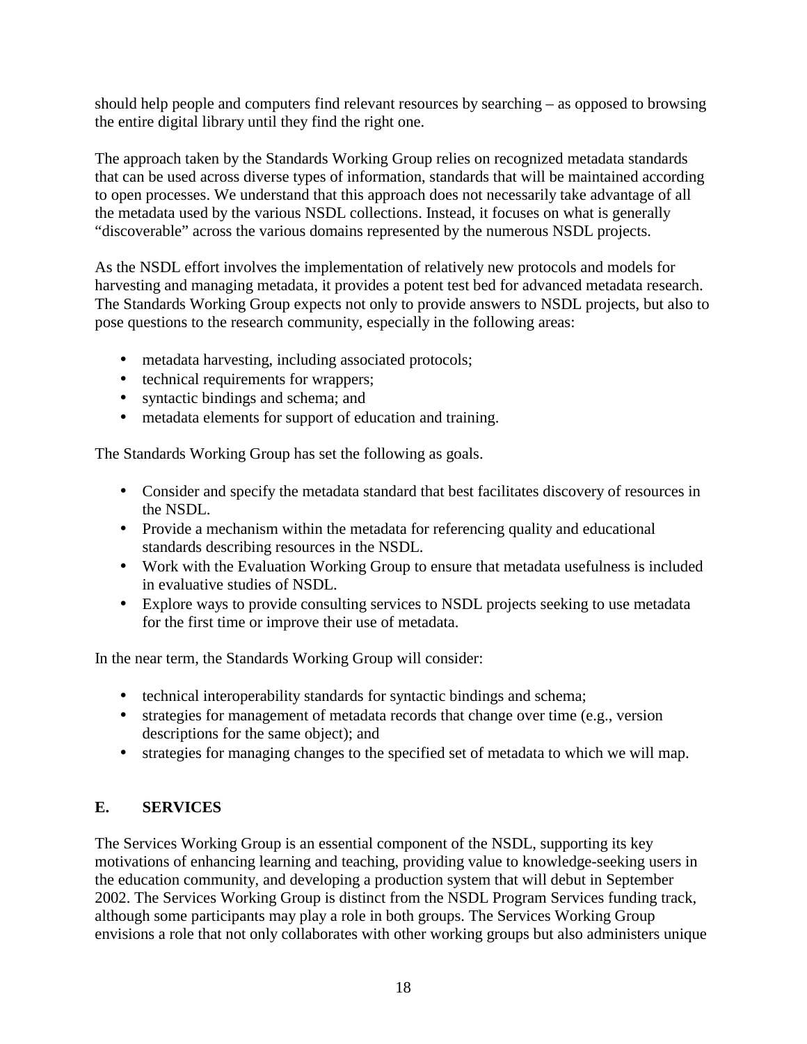should help people and computers find relevant resources by searching – as opposed to browsing the entire digital library until they find the right one.

The approach taken by the Standards Working Group relies on recognized metadata standards that can be used across diverse types of information, standards that will be maintained according to open processes. We understand that this approach does not necessarily take advantage of all the metadata used by the various NSDL collections. Instead, it focuses on what is generally "discoverable" across the various domains represented by the numerous NSDL projects.

As the NSDL effort involves the implementation of relatively new protocols and models for harvesting and managing metadata, it provides a potent test bed for advanced metadata research. The Standards Working Group expects not only to provide answers to NSDL projects, but also to pose questions to the research community, especially in the following areas:

- metadata harvesting, including associated protocols;
- technical requirements for wrappers;
- syntactic bindings and schema; and
- metadata elements for support of education and training.

The Standards Working Group has set the following as goals.

- Consider and specify the metadata standard that best facilitates discovery of resources in the NSDL.
- Provide a mechanism within the metadata for referencing quality and educational standards describing resources in the NSDL.
- Work with the Evaluation Working Group to ensure that metadata usefulness is included in evaluative studies of NSDL.
- Explore ways to provide consulting services to NSDL projects seeking to use metadata for the first time or improve their use of metadata.

In the near term, the Standards Working Group will consider:

- technical interoperability standards for syntactic bindings and schema;
- strategies for management of metadata records that change over time (e.g., version descriptions for the same object); and
- strategies for managing changes to the specified set of metadata to which we will map.

## E. SERVICES

The Services Working Group is an essential component of the NSDL, supporting its key motivations of enhancing learning and teaching, providing value to knowledge-seeking users in the education community, and developing a production system that will debut in September 2002. The Services Working Group is distinct from the NSDL Program Services funding track, although some participants may play a role in both groups. The Services Working Group envisions a role that not only collaborates with other working groups but also administers unique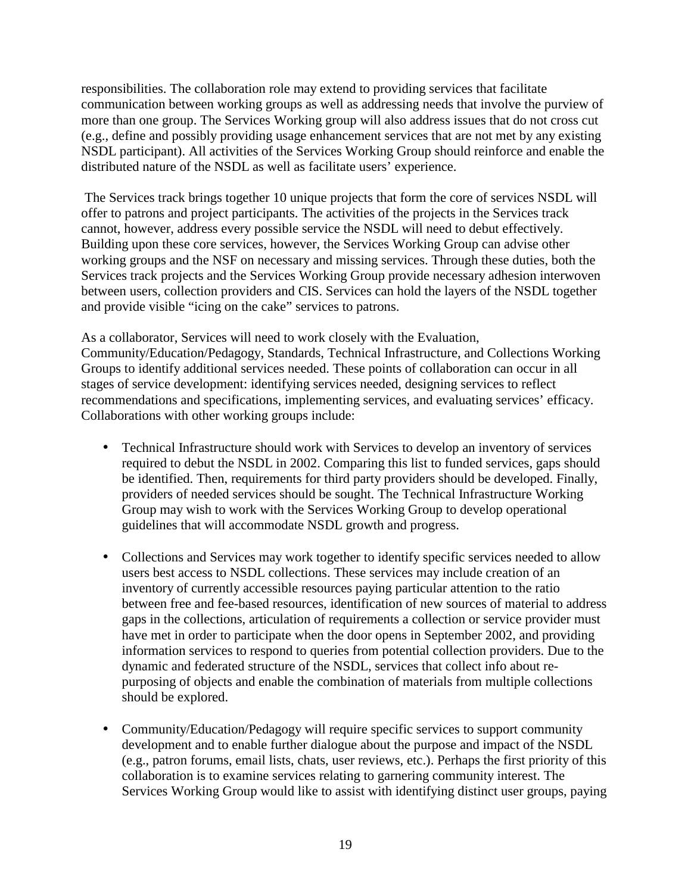responsibilities. The collaboration role may extend to providing services that facilitate communication between working groups as well as addressing needs that involve the purview of more than one group. The Services Working group will also address issues that do not cross cut (e.g., define and possibly providing usage enhancement services that are not met by any existing NSDL participant). All activities of the Services Working Group should reinforce and enable the distributed nature of the NSDL as well as facilitate users' experience.

The Services track brings together 10 unique projects that form the core of services NSDL will offer to patrons and project participants. The activities of the projects in the Services track cannot, however, address every possible service the NSDL will need to debut effectively. Building upon these core services, however, the Services Working Group can advise other working groups and the NSF on necessary and missing services. Through these duties, both the Services track projects and the Services Working Group provide necessary adhesion interwoven between users, collection providers and CIS. Services can hold the layers of the NSDL together and provide visible "icing on the cake" services to patrons.

As a collaborator, Services will need to work closely with the Evaluation, Community/Education/Pedagogy, Standards, Technical Infrastructure, and Collections Working Groups to identify additional services needed. These points of collaboration can occur in all stages of service development: identifying services needed, designing services to reflect recommendations and specifications, implementing services, and evaluating services' efficacy. Collaborations with other working groups include:

- Technical Infrastructure should work with Services to develop an inventory of services required to debut the NSDL in 2002. Comparing this list to funded services, gaps should be identified. Then, requirements for third party providers should be developed. Finally, providers of needed services should be sought. The Technical Infrastructure Working Group may wish to work with the Services Working Group to develop operational guidelines that will accommodate NSDL growth and progress.

- Collections and Services may work together to identify specific services needed to allow users best access to NSDL collections. These services may include creation of an inventory of currently accessible resources paying particular attention to the ratio between free and fee-based resources, identification of new sources of material to address gaps in the collections, articulation of requirements a collection or service provider must have met in order to participate when the door opens in September 2002, and providing information services to respond to queries from potential collection providers. Due to the dynamic and federated structure of the NSDL, services that collect info about re-purposing of objects and enable the combination of materials from multiple collections should be explored.

- Community/Education/Pedagogy will require specific services to support community development and to enable further dialogue about the purpose and impact of the NSDL (e.g., patron forums, email lists, chats, user reviews, etc.). Perhaps the first priority of this collaboration is to examine services relating to garnering community interest. The Services Working Group would like to assist with identifying distinct user groups, paying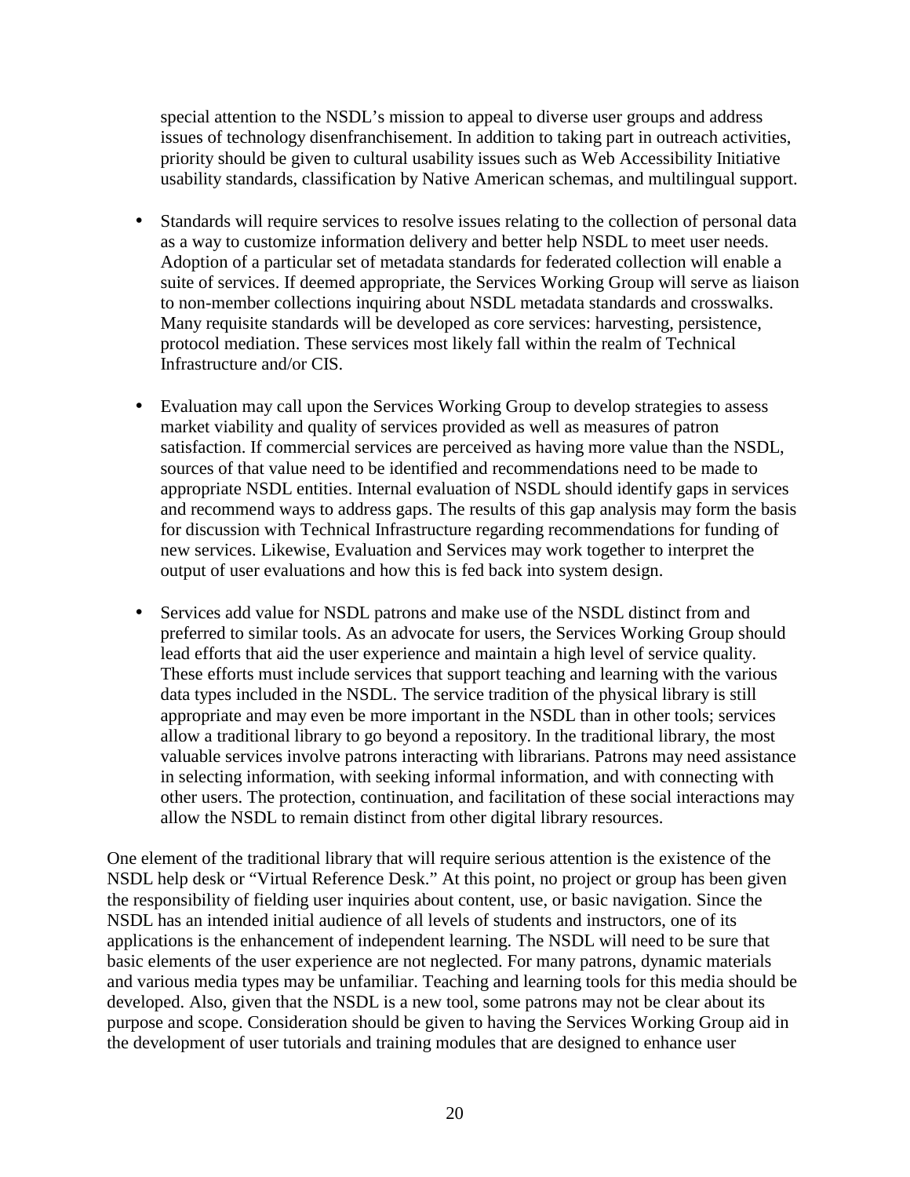special attention to the NSDL's mission to appeal to diverse user groups and address issues of technology disenfranchisement. In addition to taking part in outreach activities, priority should be given to cultural usability issues such as Web Accessibility Initiative usability standards, classification by Native American schemas, and multilingual support.

- Standards will require services to resolve issues relating to the collection of personal data as a way to customize information delivery and better help NSDL to meet user needs. Adoption of a particular set of metadata standards for federated collection will enable a suite of services. If deemed appropriate, the Services Working Group will serve as liaison to non-member collections inquiring about NSDL metadata standards and crosswalks. Many requisite standards will be developed as core services: harvesting, persistence, protocol mediation. These services most likely fall within the realm of Technical Infrastructure and/or CIS.

- Evaluation may call upon the Services Working Group to develop strategies to assess market viability and quality of services provided as well as measures of patron satisfaction. If commercial services are perceived as having more value than the NSDL, sources of that value need to be identified and recommendations need to be made to appropriate NSDL entities. Internal evaluation of NSDL should identify gaps in services and recommend ways to address gaps. The results of this gap analysis may form the basis for discussion with Technical Infrastructure regarding recommendations for funding of new services. Likewise, Evaluation and Services may work together to interpret the output of user evaluations and how this is fed back into system design.

- Services add value for NSDL patrons and make use of the NSDL distinct from and preferred to similar tools. As an advocate for users, the Services Working Group should lead efforts that aid the user experience and maintain a high level of service quality. These efforts must include services that support teaching and learning with the various data types included in the NSDL. The service tradition of the physical library is still appropriate and may even be more important in the NSDL than in other tools; services allow a traditional library to go beyond a repository. In the traditional library, the most valuable services involve patrons interacting with librarians. Patrons may need assistance in selecting information, with seeking informal information, and with connecting with other users. The protection, continuation, and facilitation of these social interactions may allow the NSDL to remain distinct from other digital library resources.

One element of the traditional library that will require serious attention is the existence of the NSDL help desk or "Virtual Reference Desk." At this point, no project or group has been given the responsibility of fielding user inquiries about content, use, or basic navigation. Since the NSDL has an intended initial audience of all levels of students and instructors, one of its applications is the enhancement of independent learning. The NSDL will need to be sure that basic elements of the user experience are not neglected. For many patrons, dynamic materials and various media types may be unfamiliar. Teaching and learning tools for this media should be developed. Also, given that the NSDL is a new tool, some patrons may not be clear about its purpose and scope. Consideration should be given to having the Services Working Group aid in the development of user tutorials and training modules that are designed to enhance user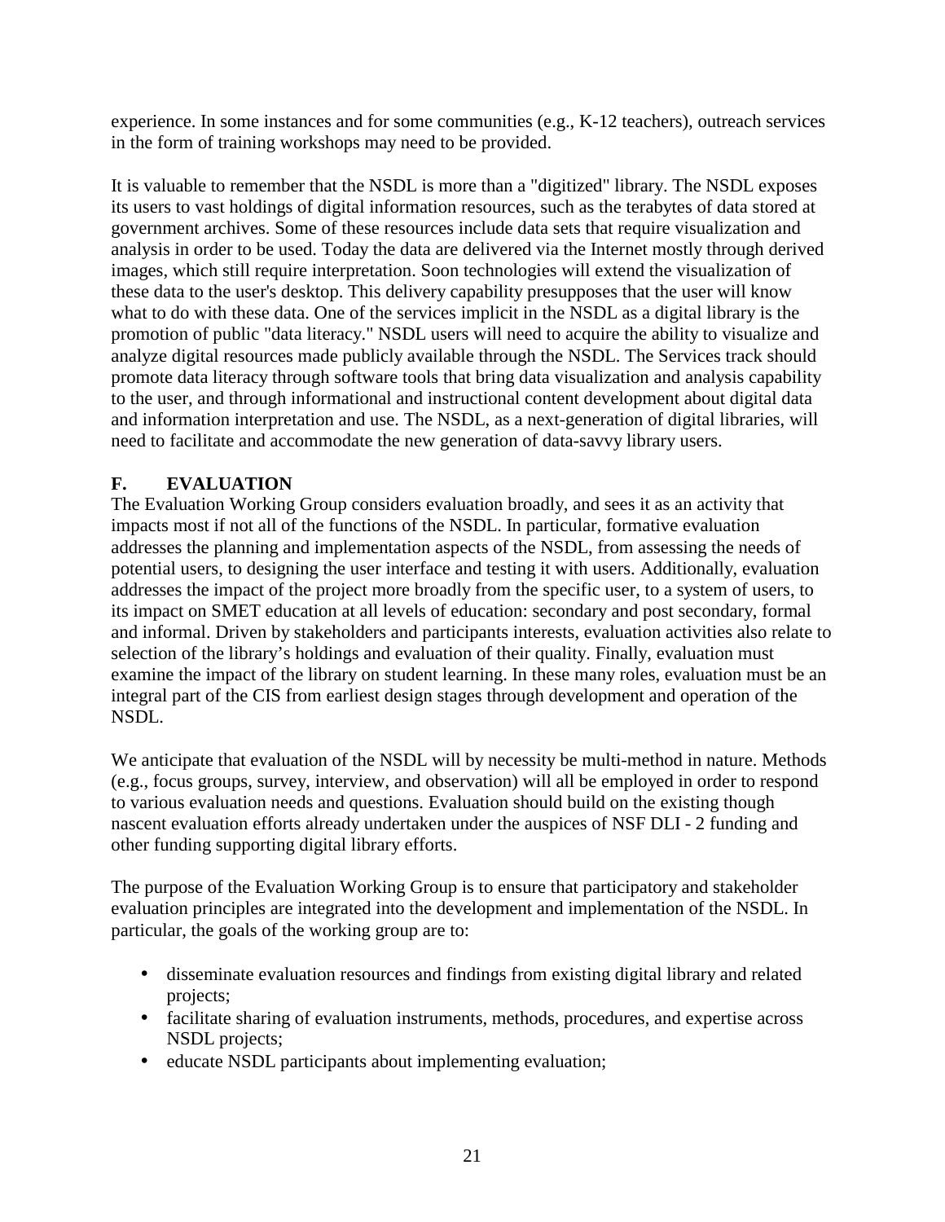experience. In some instances and for some communities (e.g., K-12 teachers), outreach services in the form of training workshops may need to be provided.

It is valuable to remember that the NSDL is more than a "digitized" library. The NSDL exposes its users to vast holdings of digital information resources, such as the terabytes of data stored at government archives. Some of these resources include data sets that require visualization and analysis in order to be used. Today the data are delivered via the Internet mostly through derived images, which still require interpretation. Soon technologies will extend the visualization of these data to the user's desktop. This delivery capability presupposes that the user will know what to do with these data. One of the services implicit in the NSDL as a digital library is the promotion of public "data literacy." NSDL users will need to acquire the ability to visualize and analyze digital resources made publicly available through the NSDL. The Services track should promote data literacy through software tools that bring data visualization and analysis capability to the user, and through informational and instructional content development about digital data and information interpretation and use. The NSDL, as a next-generation of digital libraries, will need to facilitate and accommodate the new generation of data-savvy library users.

## F. EVALUATION

The Evaluation Working Group considers evaluation broadly, and sees it as an activity that impacts most if not all of the functions of the NSDL. In particular, formative evaluation addresses the planning and implementation aspects of the NSDL, from assessing the needs of potential users, to designing the user interface and testing it with users. Additionally, evaluation addresses the impact of the project more broadly from the specific user, to a system of users, to its impact on SMET education at all levels of education: secondary and post secondary, formal and informal. Driven by stakeholders and participants interests, evaluation activities also relate to selection of the library's holdings and evaluation of their quality. Finally, evaluation must examine the impact of the library on student learning. In these many roles, evaluation must be an integral part of the CIS from earliest design stages through development and operation of the NSDL.

We anticipate that evaluation of the NSDL will by necessity be multi-method in nature. Methods (e.g., focus groups, survey, interview, and observation) will all be employed in order to respond to various evaluation needs and questions. Evaluation should build on the existing though nascent evaluation efforts already undertaken under the auspices of NSF DLI - 2 funding and other funding supporting digital library efforts.

The purpose of the Evaluation Working Group is to ensure that participatory and stakeholder evaluation principles are integrated into the development and implementation of the NSDL. In particular, the goals of the working group are to:

- disseminate evaluation resources and findings from existing digital library and related projects;
- facilitate sharing of evaluation instruments, methods, procedures, and expertise across NSDL projects;
- educate NSDL participants about implementing evaluation;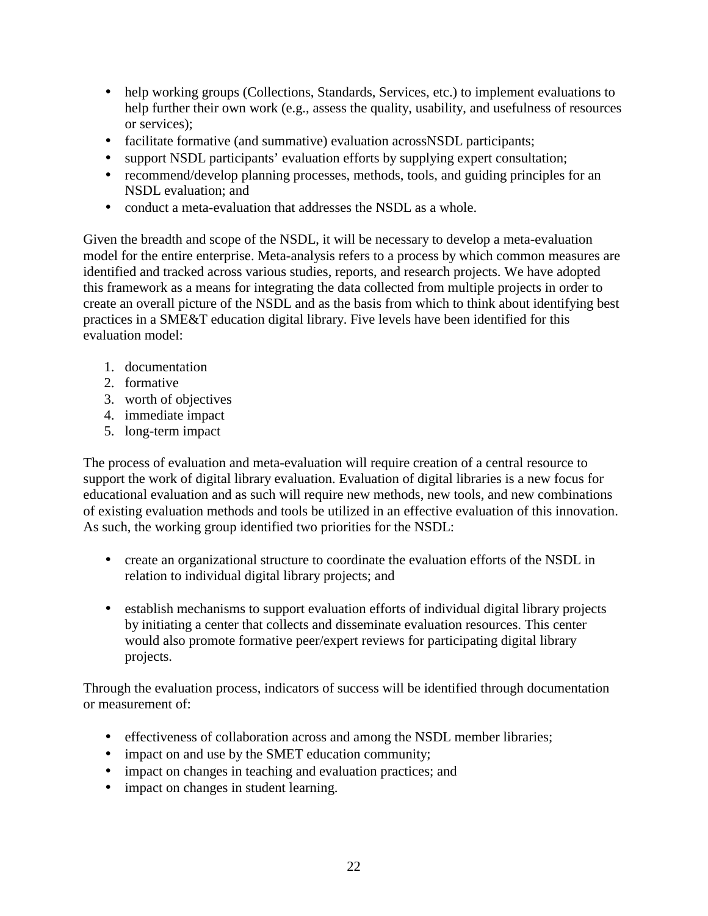- help working groups (Collections, Standards, Services, etc.) to implement evaluations to help further their own work (e.g., assess the quality, usability, and usefulness of resources or services);
- facilitate formative (and summative) evaluation acrossNSDL participants;
- support NSDL participants' evaluation efforts by supplying expert consultation;
- recommend/develop planning processes, methods, tools, and guiding principles for an NSDL evaluation; and
- conduct a meta-evaluation that addresses the NSDL as a whole.

Given the breadth and scope of the NSDL, it will be necessary to develop a meta-evaluation model for the entire enterprise. Meta-analysis refers to a process by which common measures are identified and tracked across various studies, reports, and research projects. We have adopted this framework as a means for integrating the data collected from multiple projects in order to create an overall picture of the NSDL and as the basis from which to think about identifying best practices in a SME&T education digital library. Five levels have been identified for this evaluation model:

1. documentation
2. formative
3. worth of objectives
4. immediate impact
5. long-term impact

The process of evaluation and meta-evaluation will require creation of a central resource to support the work of digital library evaluation. Evaluation of digital libraries is a new focus for educational evaluation and as such will require new methods, new tools, and new combinations of existing evaluation methods and tools be utilized in an effective evaluation of this innovation. As such, the working group identified two priorities for the NSDL:

- create an organizational structure to coordinate the evaluation efforts of the NSDL in relation to individual digital library projects; and

- establish mechanisms to support evaluation efforts of individual digital library projects by initiating a center that collects and disseminate evaluation resources. This center would also promote formative peer/expert reviews for participating digital library projects.

Through the evaluation process, indicators of success will be identified through documentation or measurement of:

- effectiveness of collaboration across and among the NSDL member libraries;
- impact on and use by the SMET education community;
- impact on changes in teaching and evaluation practices; and
- impact on changes in student learning.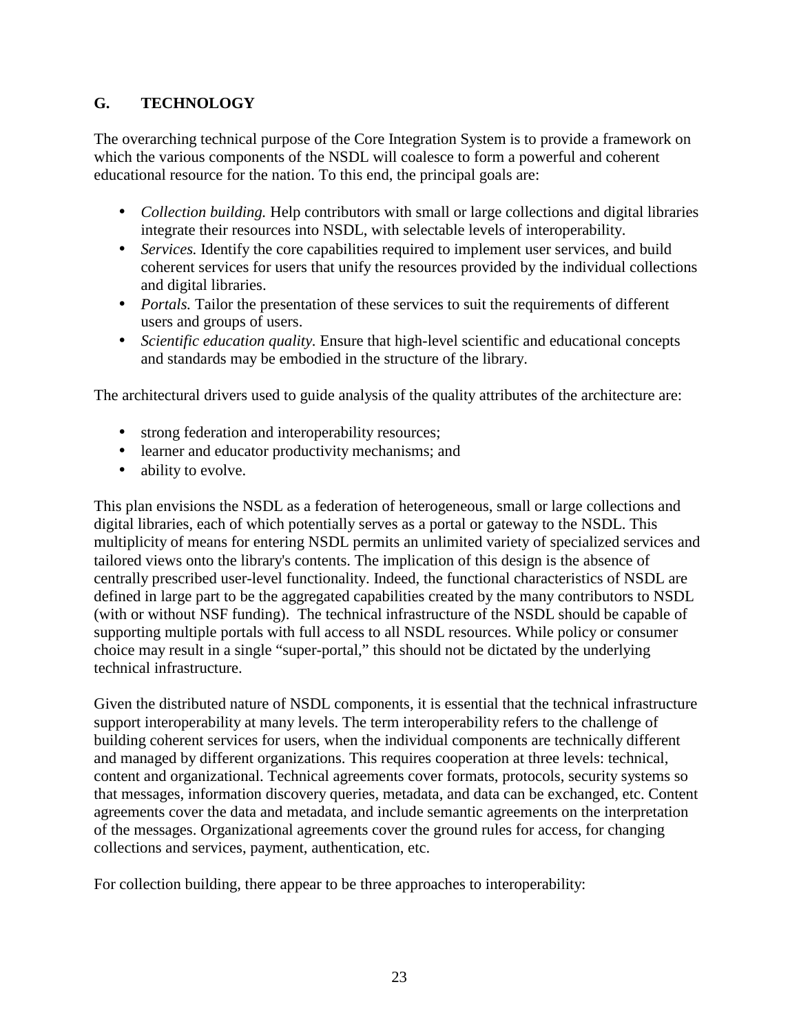## G. TECHNOLOGY

The overarching technical purpose of the Core Integration System is to provide a framework on which the various components of the NSDL will coalesce to form a powerful and coherent educational resource for the nation. To this end, the principal goals are:

- *Collection building.* Help contributors with small or large collections and digital libraries integrate their resources into NSDL, with selectable levels of interoperability.
- *Services.* Identify the core capabilities required to implement user services, and build coherent services for users that unify the resources provided by the individual collections and digital libraries.
- *Portals.* Tailor the presentation of these services to suit the requirements of different users and groups of users.
- *Scientific education quality.* Ensure that high-level scientific and educational concepts and standards may be embodied in the structure of the library.

The architectural drivers used to guide analysis of the quality attributes of the architecture are:

- strong federation and interoperability resources;
- learner and educator productivity mechanisms; and
- ability to evolve.

This plan envisions the NSDL as a federation of heterogeneous, small or large collections and digital libraries, each of which potentially serves as a portal or gateway to the NSDL. This multiplicity of means for entering NSDL permits an unlimited variety of specialized services and tailored views onto the library's contents. The implication of this design is the absence of centrally prescribed user-level functionality. Indeed, the functional characteristics of NSDL are defined in large part to be the aggregated capabilities created by the many contributors to NSDL (with or without NSF funding). The technical infrastructure of the NSDL should be capable of supporting multiple portals with full access to all NSDL resources. While policy or consumer choice may result in a single "super-portal," this should not be dictated by the underlying technical infrastructure.

Given the distributed nature of NSDL components, it is essential that the technical infrastructure support interoperability at many levels. The term interoperability refers to the challenge of building coherent services for users, when the individual components are technically different and managed by different organizations. This requires cooperation at three levels: technical, content and organizational. Technical agreements cover formats, protocols, security systems so that messages, information discovery queries, metadata, and data can be exchanged, etc. Content agreements cover the data and metadata, and include semantic agreements on the interpretation of the messages. Organizational agreements cover the ground rules for access, for changing collections and services, payment, authentication, etc.

For collection building, there appear to be three approaches to interoperability: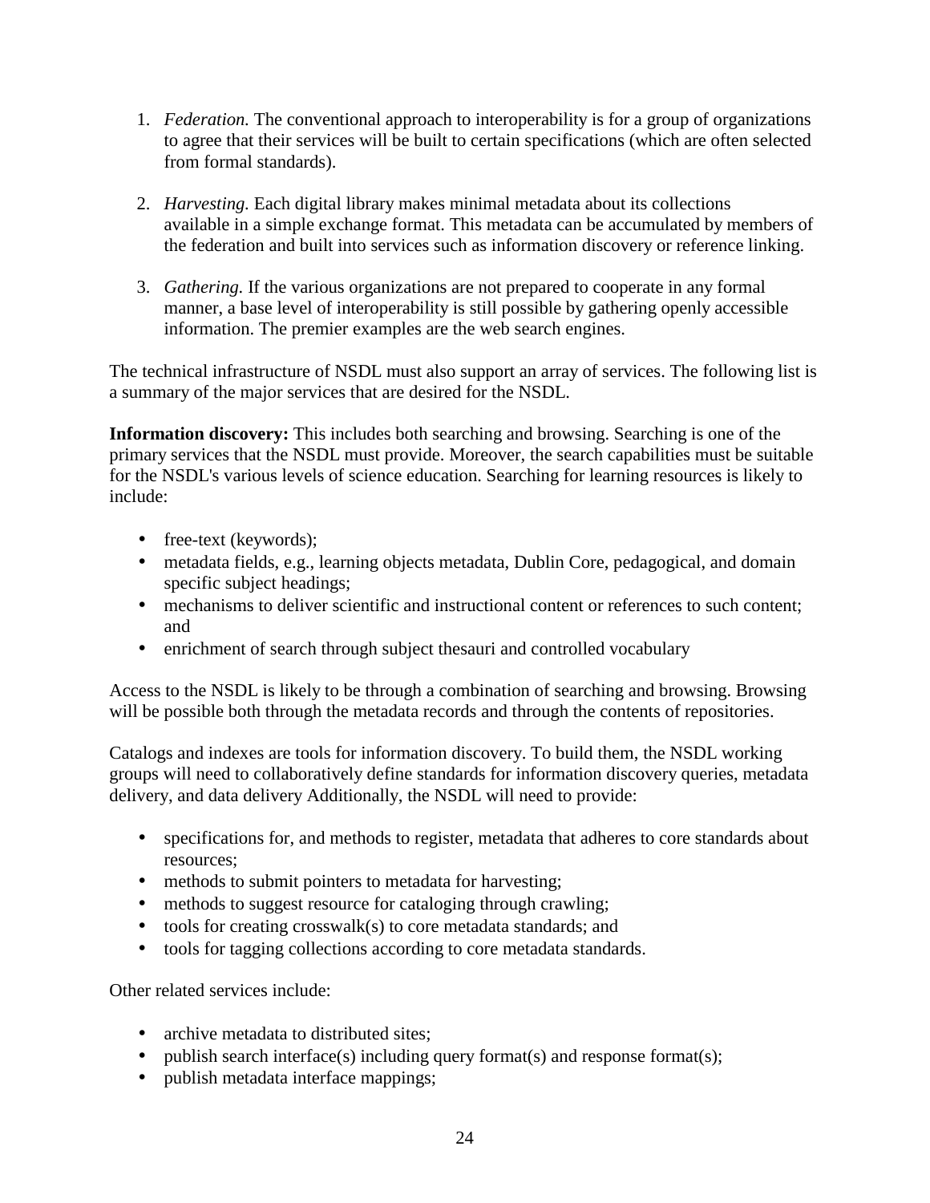1. *Federation.* The conventional approach to interoperability is for a group of organizations to agree that their services will be built to certain specifications (which are often selected from formal standards).

2. *Harvesting.* Each digital library makes minimal metadata about its collections available in a simple exchange format. This metadata can be accumulated by members of the federation and built into services such as information discovery or reference linking.

3. *Gathering.* If the various organizations are not prepared to cooperate in any formal manner, a base level of interoperability is still possible by gathering openly accessible information. The premier examples are the web search engines.

The technical infrastructure of NSDL must also support an array of services. The following list is a summary of the major services that are desired for the NSDL.

**Information discovery:** This includes both searching and browsing. Searching is one of the primary services that the NSDL must provide. Moreover, the search capabilities must be suitable for the NSDL's various levels of science education. Searching for learning resources is likely to include:

- free-text (keywords);
- metadata fields, e.g., learning objects metadata, Dublin Core, pedagogical, and domain specific subject headings;
- mechanisms to deliver scientific and instructional content or references to such content; and
- enrichment of search through subject thesauri and controlled vocabulary

Access to the NSDL is likely to be through a combination of searching and browsing. Browsing will be possible both through the metadata records and through the contents of repositories.

Catalogs and indexes are tools for information discovery. To build them, the NSDL working groups will need to collaboratively define standards for information discovery queries, metadata delivery, and data delivery Additionally, the NSDL will need to provide:

- specifications for, and methods to register, metadata that adheres to core standards about resources;
- methods to submit pointers to metadata for harvesting;
- methods to suggest resource for cataloging through crawling;
- tools for creating crosswalk(s) to core metadata standards; and
- tools for tagging collections according to core metadata standards.

Other related services include:

- archive metadata to distributed sites;
- publish search interface(s) including query format(s) and response format(s);
- publish metadata interface mappings;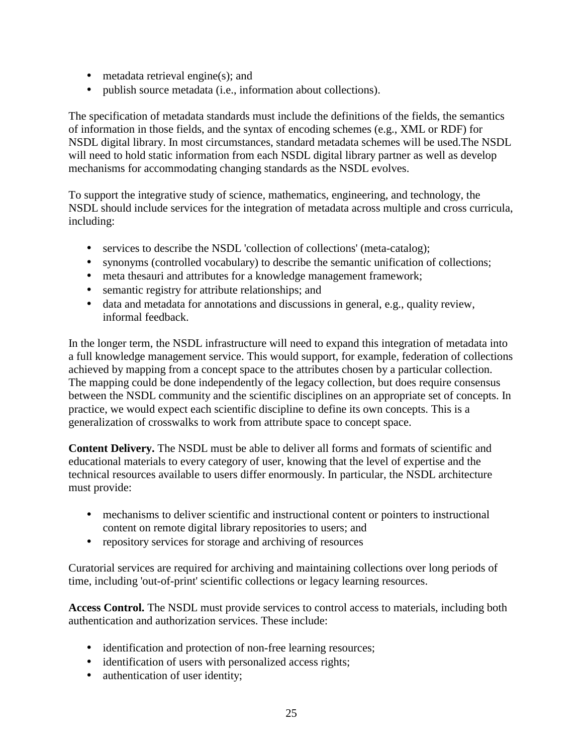- metadata retrieval engine(s); and
- publish source metadata (i.e., information about collections).

The specification of metadata standards must include the definitions of the fields, the semantics of information in those fields, and the syntax of encoding schemes (e.g., XML or RDF) for NSDL digital library. In most circumstances, standard metadata schemes will be used.The NSDL will need to hold static information from each NSDL digital library partner as well as develop mechanisms for accommodating changing standards as the NSDL evolves.

To support the integrative study of science, mathematics, engineering, and technology, the NSDL should include services for the integration of metadata across multiple and cross curricula, including:

- services to describe the NSDL 'collection of collections' (meta-catalog);
- synonyms (controlled vocabulary) to describe the semantic unification of collections;
- meta thesauri and attributes for a knowledge management framework;
- semantic registry for attribute relationships; and
- data and metadata for annotations and discussions in general, e.g., quality review, informal feedback.

In the longer term, the NSDL infrastructure will need to expand this integration of metadata into a full knowledge management service. This would support, for example, federation of collections achieved by mapping from a concept space to the attributes chosen by a particular collection. The mapping could be done independently of the legacy collection, but does require consensus between the NSDL community and the scientific disciplines on an appropriate set of concepts. In practice, we would expect each scientific discipline to define its own concepts. This is a generalization of crosswalks to work from attribute space to concept space.

**Content Delivery.** The NSDL must be able to deliver all forms and formats of scientific and educational materials to every category of user, knowing that the level of expertise and the technical resources available to users differ enormously. In particular, the NSDL architecture must provide:

- mechanisms to deliver scientific and instructional content or pointers to instructional content on remote digital library repositories to users; and
- repository services for storage and archiving of resources

Curatorial services are required for archiving and maintaining collections over long periods of time, including 'out-of-print' scientific collections or legacy learning resources.

**Access Control.** The NSDL must provide services to control access to materials, including both authentication and authorization services. These include:

- identification and protection of non-free learning resources;
- identification of users with personalized access rights;
- authentication of user identity;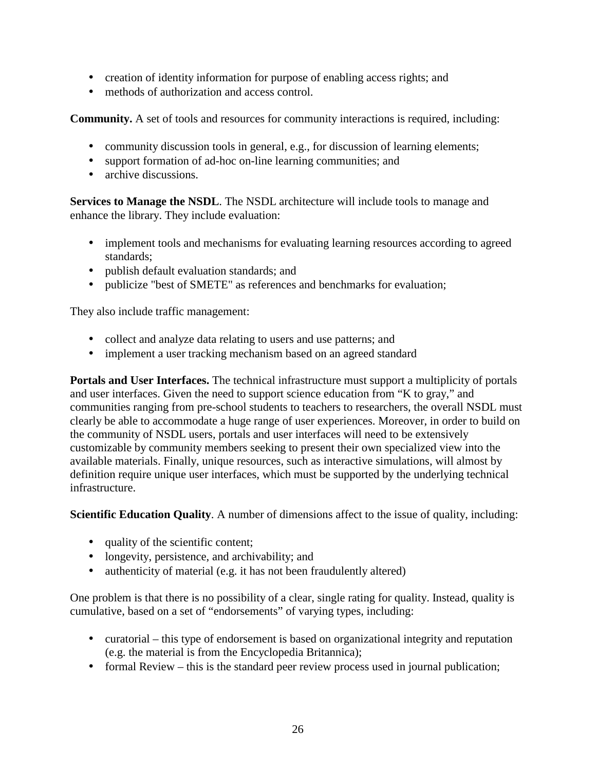- creation of identity information for purpose of enabling access rights; and
- methods of authorization and access control.

**Community.** A set of tools and resources for community interactions is required, including:

- community discussion tools in general, e.g., for discussion of learning elements;
- support formation of ad-hoc on-line learning communities; and
- archive discussions.

**Services to Manage the NSDL**. The NSDL architecture will include tools to manage and enhance the library. They include evaluation:

- implement tools and mechanisms for evaluating learning resources according to agreed standards;
- publish default evaluation standards; and
- publicize "best of SMETE" as references and benchmarks for evaluation;

They also include traffic management:

- collect and analyze data relating to users and use patterns; and
- implement a user tracking mechanism based on an agreed standard

**Portals and User Interfaces.** The technical infrastructure must support a multiplicity of portals and user interfaces. Given the need to support science education from "K to gray," and communities ranging from pre-school students to teachers to researchers, the overall NSDL must clearly be able to accommodate a huge range of user experiences. Moreover, in order to build on the community of NSDL users, portals and user interfaces will need to be extensively customizable by community members seeking to present their own specialized view into the available materials. Finally, unique resources, such as interactive simulations, will almost by definition require unique user interfaces, which must be supported by the underlying technical infrastructure.

**Scientific Education Quality**. A number of dimensions affect to the issue of quality, including:

- quality of the scientific content;
- longevity, persistence, and archivability; and
- authenticity of material (e.g. it has not been fraudulently altered)

One problem is that there is no possibility of a clear, single rating for quality. Instead, quality is cumulative, based on a set of "endorsements" of varying types, including:

- curatorial – this type of endorsement is based on organizational integrity and reputation (e.g. the material is from the Encyclopedia Britannica);
- formal Review – this is the standard peer review process used in journal publication;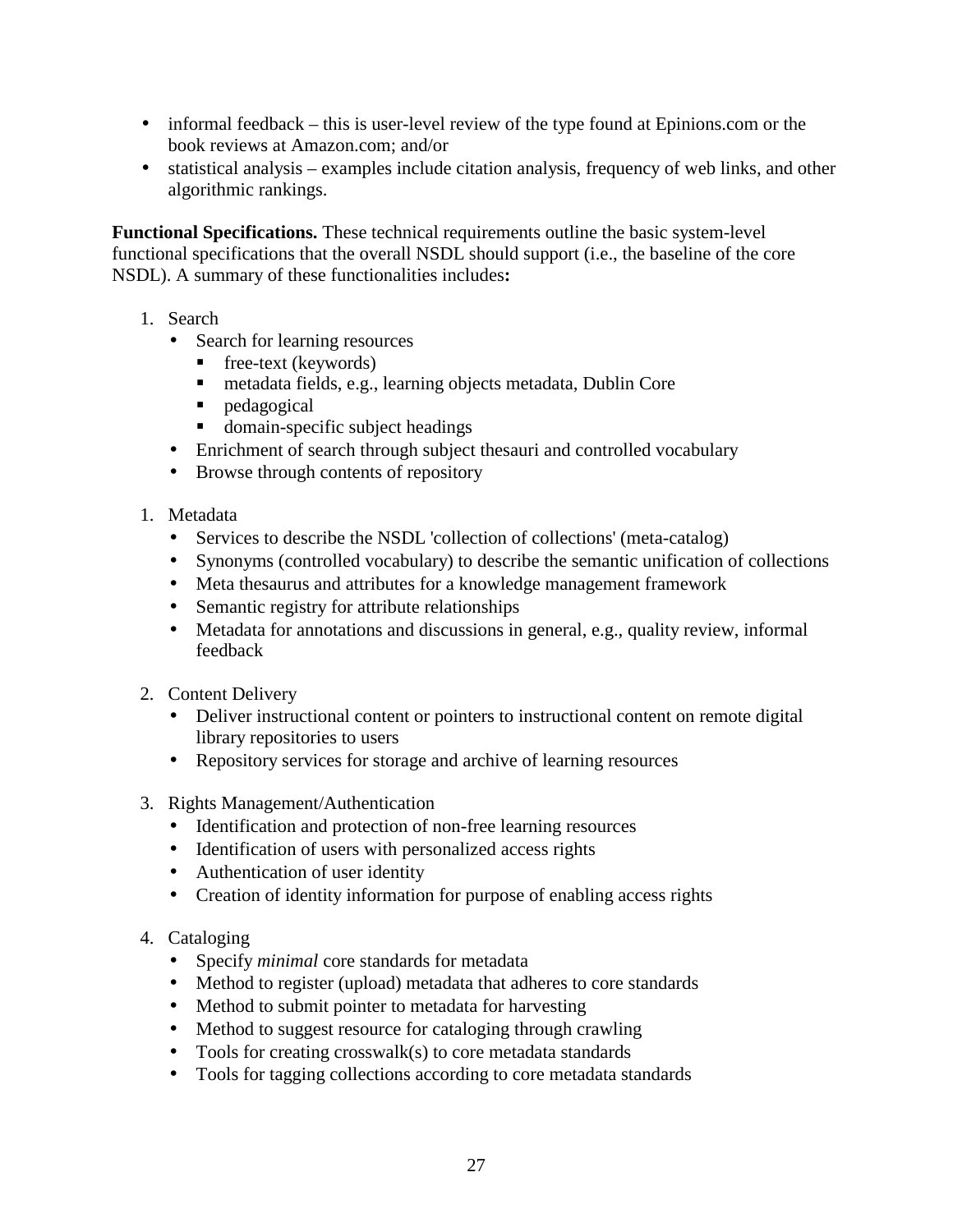- informal feedback – this is user-level review of the type found at Epinions.com or the book reviews at Amazon.com; and/or
- statistical analysis – examples include citation analysis, frequency of web links, and other algorithmic rankings.

**Functional Specifications.** These technical requirements outline the basic system-level functional specifications that the overall NSDL should support (i.e., the baseline of the core NSDL). A summary of these functionalities includes**:**

1. Search
   - Search for learning resources
     - free-text (keywords)
     - metadata fields, e.g., learning objects metadata, Dublin Core
     - pedagogical
     - domain-specific subject headings
   - Enrichment of search through subject thesauri and controlled vocabulary
   - Browse through contents of repository

1. Metadata
   - Services to describe the NSDL 'collection of collections' (meta-catalog)
   - Synonyms (controlled vocabulary) to describe the semantic unification of collections
   - Meta thesaurus and attributes for a knowledge management framework
   - Semantic registry for attribute relationships
   - Metadata for annotations and discussions in general, e.g., quality review, informal feedback

2. Content Delivery
   - Deliver instructional content or pointers to instructional content on remote digital library repositories to users
   - Repository services for storage and archive of learning resources

3. Rights Management/Authentication
   - Identification and protection of non-free learning resources
   - Identification of users with personalized access rights
   - Authentication of user identity
   - Creation of identity information for purpose of enabling access rights

4. Cataloging
   - Specify *minimal* core standards for metadata
   - Method to register (upload) metadata that adheres to core standards
   - Method to submit pointer to metadata for harvesting
   - Method to suggest resource for cataloging through crawling
   - Tools for creating crosswalk(s) to core metadata standards
   - Tools for tagging collections according to core metadata standards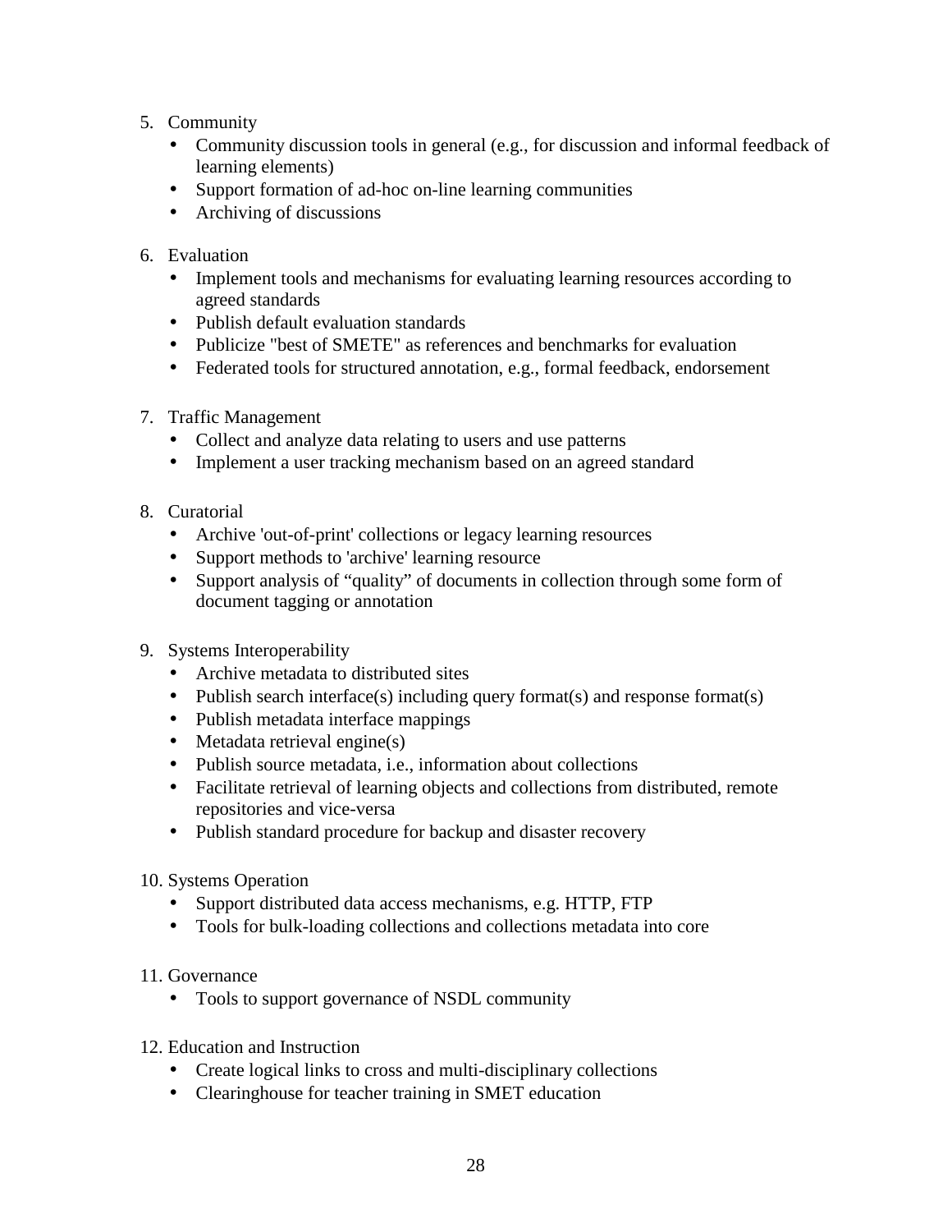5. Community
   - Community discussion tools in general (e.g., for discussion and informal feedback of learning elements)
   - Support formation of ad-hoc on-line learning communities
   - Archiving of discussions

6. Evaluation
   - Implement tools and mechanisms for evaluating learning resources according to agreed standards
   - Publish default evaluation standards
   - Publicize "best of SMETE" as references and benchmarks for evaluation
   - Federated tools for structured annotation, e.g., formal feedback, endorsement

7. Traffic Management
   - Collect and analyze data relating to users and use patterns
   - Implement a user tracking mechanism based on an agreed standard

8. Curatorial
   - Archive 'out-of-print' collections or legacy learning resources
   - Support methods to 'archive' learning resource
   - Support analysis of “quality” of documents in collection through some form of document tagging or annotation

9. Systems Interoperability
   - Archive metadata to distributed sites
   - Publish search interface(s) including query format(s) and response format(s)
   - Publish metadata interface mappings
   - Metadata retrieval engine(s)
   - Publish source metadata, i.e., information about collections
   - Facilitate retrieval of learning objects and collections from distributed, remote repositories and vice-versa
   - Publish standard procedure for backup and disaster recovery

10. Systems Operation
    - Support distributed data access mechanisms, e.g. HTTP, FTP
    - Tools for bulk-loading collections and collections metadata into core

11. Governance
    - Tools to support governance of NSDL community

12. Education and Instruction
    - Create logical links to cross and multi-disciplinary collections
    - Clearinghouse for teacher training in SMET education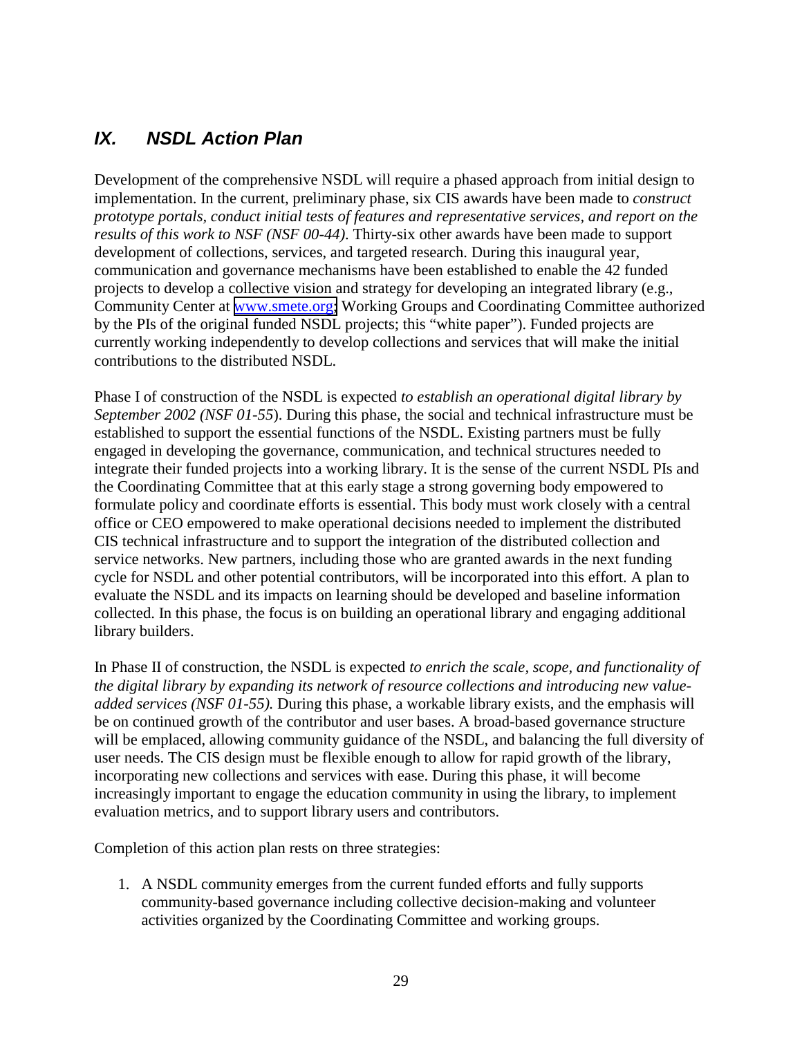## *IX. NSDL Action Plan*

Development of the comprehensive NSDL will require a phased approach from initial design to implementation. In the current, preliminary phase, six CIS awards have been made to *construct prototype portals, conduct initial tests of features and representative services, and report on the results of this work to NSF (NSF 00-44)*. Thirty-six other awards have been made to support development of collections, services, and targeted research. During this inaugural year, communication and governance mechanisms have been established to enable the 42 funded projects to develop a collective vision and strategy for developing an integrated library (e.g., Community Center at [www.smete.org](www.smete.org); Working Groups and Coordinating Committee authorized by the PIs of the original funded NSDL projects; this "white paper"). Funded projects are currently working independently to develop collections and services that will make the initial contributions to the distributed NSDL.

Phase I of construction of the NSDL is expected *to establish an operational digital library by September 2002 (NSF 01-55*). During this phase, the social and technical infrastructure must be established to support the essential functions of the NSDL. Existing partners must be fully engaged in developing the governance, communication, and technical structures needed to integrate their funded projects into a working library. It is the sense of the current NSDL PIs and the Coordinating Committee that at this early stage a strong governing body empowered to formulate policy and coordinate efforts is essential. This body must work closely with a central office or CEO empowered to make operational decisions needed to implement the distributed CIS technical infrastructure and to support the integration of the distributed collection and service networks. New partners, including those who are granted awards in the next funding cycle for NSDL and other potential contributors, will be incorporated into this effort. A plan to evaluate the NSDL and its impacts on learning should be developed and baseline information collected. In this phase, the focus is on building an operational library and engaging additional library builders.

In Phase II of construction, the NSDL is expected *to enrich the scale, scope, and functionality of the digital library by expanding its network of resource collections and introducing new value-added services (NSF 01-55).* During this phase, a workable library exists, and the emphasis will be on continued growth of the contributor and user bases. A broad-based governance structure will be emplaced, allowing community guidance of the NSDL, and balancing the full diversity of user needs. The CIS design must be flexible enough to allow for rapid growth of the library, incorporating new collections and services with ease. During this phase, it will become increasingly important to engage the education community in using the library, to implement evaluation metrics, and to support library users and contributors.

Completion of this action plan rests on three strategies:

1. A NSDL community emerges from the current funded efforts and fully supports community-based governance including collective decision-making and volunteer activities organized by the Coordinating Committee and working groups.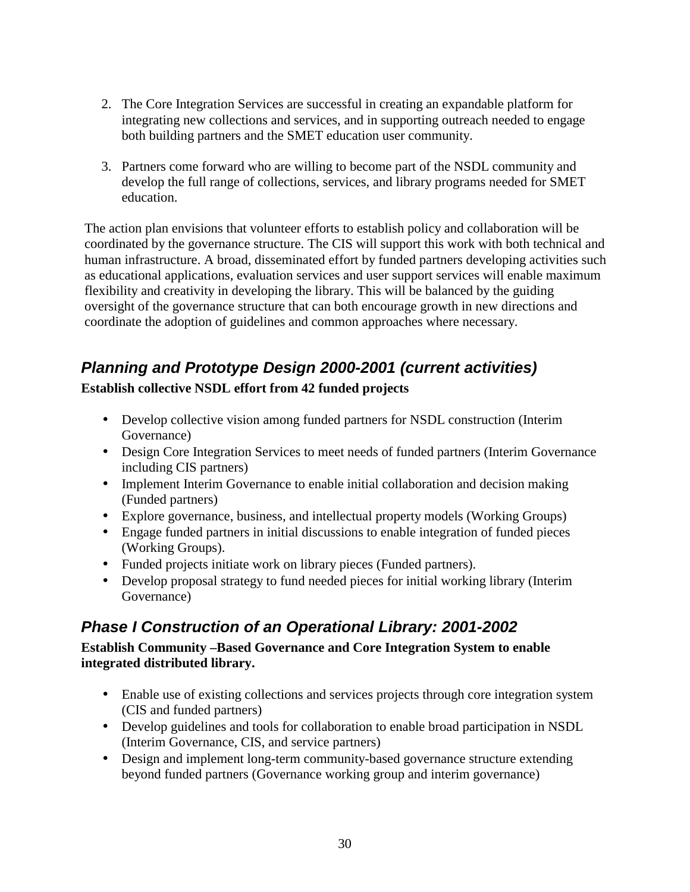2. The Core Integration Services are successful in creating an expandable platform for integrating new collections and services, and in supporting outreach needed to engage both building partners and the SMET education user community.

3. Partners come forward who are willing to become part of the NSDL community and develop the full range of collections, services, and library programs needed for SMET education.

The action plan envisions that volunteer efforts to establish policy and collaboration will be coordinated by the governance structure. The CIS will support this work with both technical and human infrastructure. A broad, disseminated effort by funded partners developing activities such as educational applications, evaluation services and user support services will enable maximum flexibility and creativity in developing the library. This will be balanced by the guiding oversight of the governance structure that can both encourage growth in new directions and coordinate the adoption of guidelines and common approaches where necessary.

## *Planning and Prototype Design 2000-2001 (current activities)*

**Establish collective NSDL effort from 42 funded projects**

- Develop collective vision among funded partners for NSDL construction (Interim Governance)
- Design Core Integration Services to meet needs of funded partners (Interim Governance including CIS partners)
- Implement Interim Governance to enable initial collaboration and decision making (Funded partners)
- Explore governance, business, and intellectual property models (Working Groups)
- Engage funded partners in initial discussions to enable integration of funded pieces (Working Groups).
- Funded projects initiate work on library pieces (Funded partners).
- Develop proposal strategy to fund needed pieces for initial working library (Interim Governance)

## *Phase I Construction of an Operational Library: 2001-2002*

**Establish Community –Based Governance and Core Integration System to enable integrated distributed library.**

- Enable use of existing collections and services projects through core integration system (CIS and funded partners)
- Develop guidelines and tools for collaboration to enable broad participation in NSDL (Interim Governance, CIS, and service partners)
- Design and implement long-term community-based governance structure extending beyond funded partners (Governance working group and interim governance)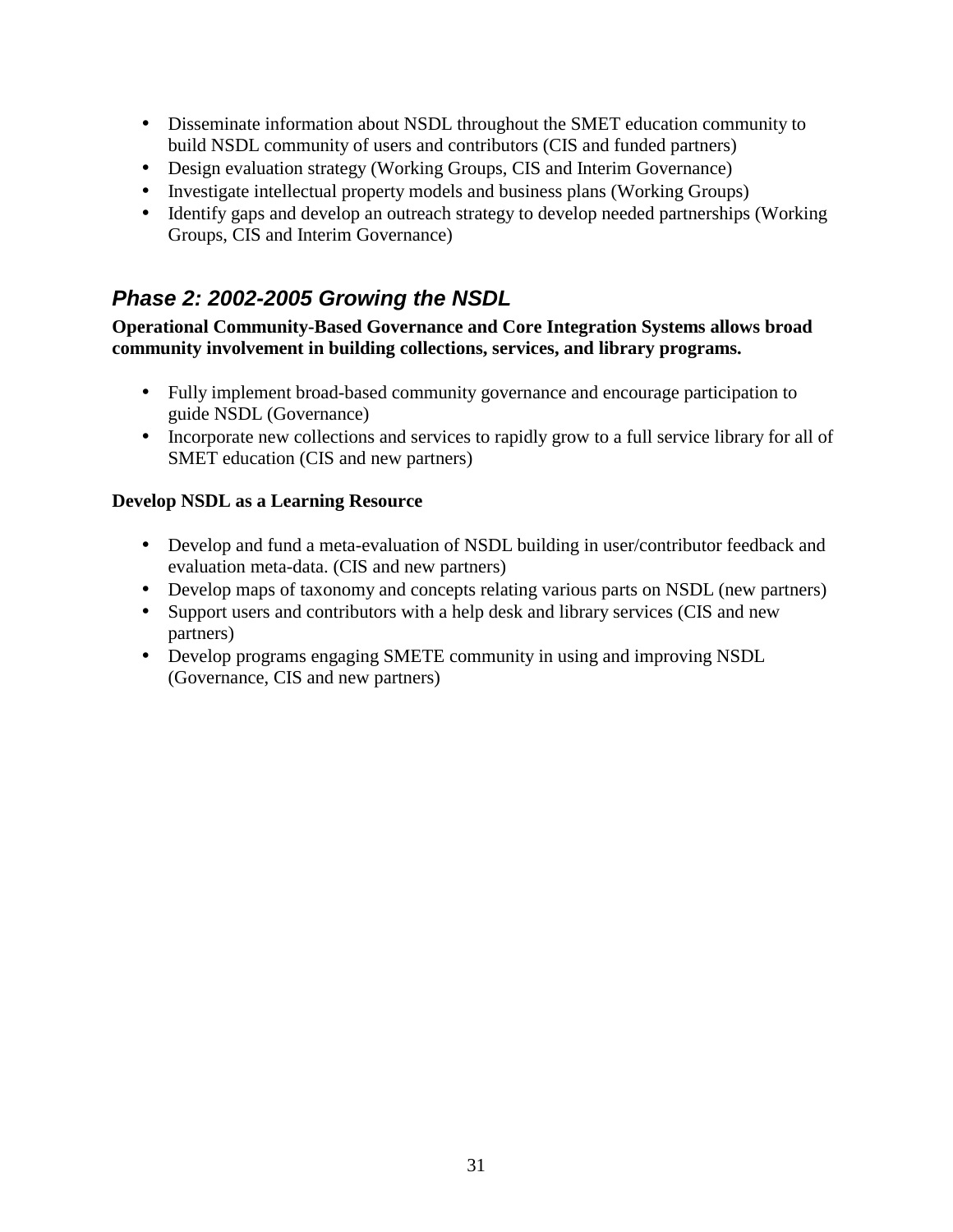- Disseminate information about NSDL throughout the SMET education community to build NSDL community of users and contributors (CIS and funded partners)
- Design evaluation strategy (Working Groups, CIS and Interim Governance)
- Investigate intellectual property models and business plans (Working Groups)
- Identify gaps and develop an outreach strategy to develop needed partnerships (Working Groups, CIS and Interim Governance)

## *Phase 2: 2002-2005 Growing the NSDL*

**Operational Community-Based Governance and Core Integration Systems allows broad community involvement in building collections, services, and library programs.**

- Fully implement broad-based community governance and encourage participation to guide NSDL (Governance)
- Incorporate new collections and services to rapidly grow to a full service library for all of SMET education (CIS and new partners)

**Develop NSDL as a Learning Resource**

- Develop and fund a meta-evaluation of NSDL building in user/contributor feedback and evaluation meta-data. (CIS and new partners)
- Develop maps of taxonomy and concepts relating various parts on NSDL (new partners)
- Support users and contributors with a help desk and library services (CIS and new partners)
- Develop programs engaging SMETE community in using and improving NSDL (Governance, CIS and new partners)